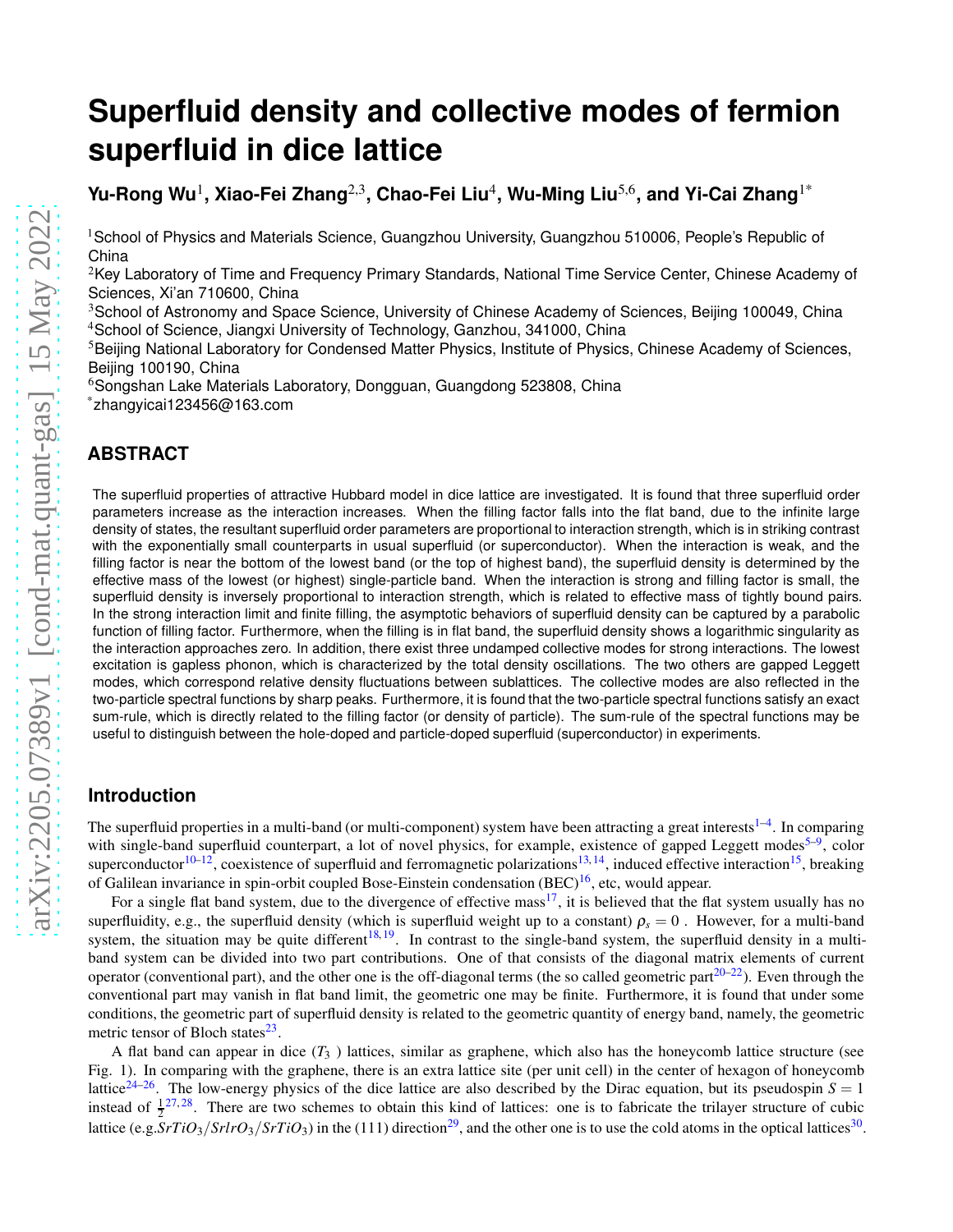# Superfluid density and collective modes of fermion superfluid in dice lattice

**Yu-Rong Wu**[1], **Xiao-Fei Zhang**[2,3], **Chao-Fei Liu**[4], **Wu-Ming Liu**[5,6], **and Yi-Cai Zhang**[1*]

[1]School of Physics and Materials Science, Guangzhou University, Guangzhou 510006, People's Republic of China

[2]Key Laboratory of Time and Frequency Primary Standards, National Time Service Center, Chinese Academy of Sciences, Xi'an 710600, China

[3]School of Astronomy and Space Science, University of Chinese Academy of Sciences, Beijing 100049, China

[4]School of Science, Jiangxi University of Technology, Ganzhou, 341000, China

[5]Beijing National Laboratory for Condensed Matter Physics, Institute of Physics, Chinese Academy of Sciences, Beijing 100190, China

[6]Songshan Lake Materials Laboratory, Dongguan, Guangdong 523808, China

[*]zhangyicai123456@163.com

## ABSTRACT

The superfluid properties of attractive Hubbard model in dice lattice are investigated. It is found that three superfluid order parameters increase as the interaction increases. When the filling factor falls into the flat band, due to the infinite large density of states, the resultant superfluid order parameters are proportional to interaction strength, which is in striking contrast with the exponentially small counterparts in usual superfluid (or superconductor). When the interaction is weak, and the filling factor is near the bottom of the lowest band (or the top of highest band), the superfluid density is determined by the effective mass of the lowest (or highest) single-particle band. When the interaction is strong and filling factor is small, the superfluid density is inversely proportional to interaction strength, which is related to effective mass of tightly bound pairs. In the strong interaction limit and finite filling, the asymptotic behaviors of superfluid density can be captured by a parabolic function of filling factor. Furthermore, when the filling is in flat band, the superfluid density shows a logarithmic singularity as the interaction approaches zero. In addition, there exist three undamped collective modes for strong interactions. The lowest excitation is gapless phonon, which is characterized by the total density oscillations. The two others are gapped Leggett modes, which correspond relative density fluctuations between sublattices. The collective modes are also reflected in the two-particle spectral functions by sharp peaks. Furthermore, it is found that the two-particle spectral functions satisfy an exact sum-rule, which is directly related to the filling factor (or density of particle). The sum-rule of the spectral functions may be useful to distinguish between the hole-doped and particle-doped superfluid (superconductor) in experiments.

## Introduction

The superfluid properties in a multi-band (or multi-component) system have been attracting a great interests[1–4]. In comparing with single-band superfluid counterpart, a lot of novel physics, for example, existence of gapped Leggett modes[5–9], color superconductor[10–12], coexistence of superfluid and ferromagnetic polarizations[13,14], induced effective interaction[15], breaking of Galilean invariance in spin-orbit coupled Bose-Einstein condensation (BEC)[16], etc, would appear.

For a single flat band system, due to the divergence of effective mass[17], it is believed that the flat system usually has no superfluidity, e.g., the superfluid density (which is superfluid weight up to a constant) $\rho_s = 0$ . However, for a multi-band system, the situation may be quite different[18,19]. In contrast to the single-band system, the superfluid density in a multi-band system can be divided into two part contributions. One of that consists of the diagonal matrix elements of current operator (conventional part), and the other one is the off-diagonal terms (the so called geometric part[20–22]). Even through the conventional part may vanish in flat band limit, the geometric one may be finite. Furthermore, it is found that under some conditions, the geometric part of superfluid density is related to the geometric quantity of energy band, namely, the geometric metric tensor of Bloch states[23].

A flat band can appear in dice ($T_3$ ) lattices, similar as graphene, which also has the honeycomb lattice structure (see Fig. 1). In comparing with the graphene, there is an extra lattice site (per unit cell) in the center of hexagon of honeycomb lattice[24–26]. The low-energy physics of the dice lattice are also described by the Dirac equation, but its pseudospin $S = 1$ instead of $\frac{1}{2}$[27,28]. There are two schemes to obtain this kind of lattices: one is to fabricate the trilayer structure of cubic lattice (e.g.$SrTiO_3/SrIrO_3/SrTiO_3$) in the (111) direction[29], and the other one is to use the cold atoms in the optical lattices[30].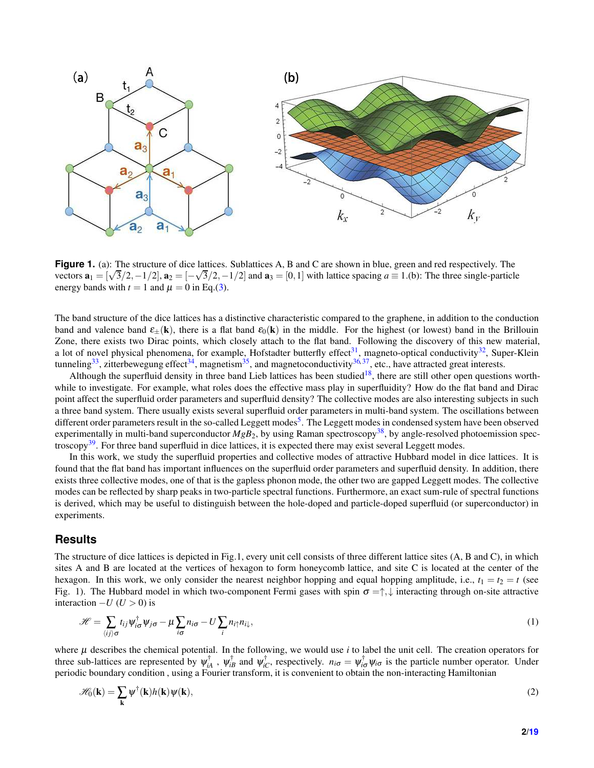**Figure 1.** (a): The structure of dice lattices. Sublattices A, B and C are shown in blue, green and red respectively. The vectors $\mathbf{a}_1 = [\sqrt{3}/2, -1/2]$, $\mathbf{a}_2 = [-\sqrt{3}/2, -1/2]$ and $\mathbf{a}_3 = [0, 1]$ with lattice spacing $a \equiv 1$.(b): The three single-particle energy bands with $t = 1$ and $\mu = 0$ in Eq.(3).

The band structure of the dice lattices has a distinctive characteristic compared to the graphene, in addition to the conduction band and valence band $\varepsilon_{\pm}(\mathbf{k})$, there is a flat band $\varepsilon_0(\mathbf{k})$ in the middle. For the highest (or lowest) band in the Brillouin Zone, there exists two Dirac points, which closely attach to the flat band. Following the discovery of this new material, a lot of novel physical phenomena, for example, Hofstadter butterfly effect[31], magneto-optical conductivity[32], Super-Klein tunneling[33], zitterbewegung effect[34], magnetism[35], and magnetoconductivity[36,37], etc., have attracted great interests.

Although the superfluid density in three band Lieb lattices has been studied[18], there are still other open questions worthwhile to investigate. For example, what roles does the effective mass play in superfluidity? How do the flat band and Dirac point affect the superfluid order parameters and superfluid density? The collective modes are also interesting subjects in such a three band system. There usually exists several superfluid order parameters in multi-band system. The oscillations between different order parameters result in the so-called Leggett modes[5]. The Leggett modes in condensed system have been observed experimentally in multi-band superconductor $MgB_2$, by using Raman spectroscopy[38], by angle-resolved photoemission spectroscopy[39]. For three band superfluid in dice lattices, it is expected there may exist several Leggett modes.

In this work, we study the superfluid properties and collective modes of attractive Hubbard model in dice lattices. It is found that the flat band has important influences on the superfluid order parameters and superfluid density. In addition, there exists three collective modes, one of that is the gapless phonon mode, the other two are gapped Leggett modes. The collective modes can be reflected by sharp peaks in two-particle spectral functions. Furthermore, an exact sum-rule of spectral functions is derived, which may be useful to distinguish between the hole-doped and particle-doped superfluid (or superconductor) in experiments.

## Results

The structure of dice lattices is depicted in Fig.1, every unit cell consists of three different lattice sites (A, B and C), in which sites A and B are located at the vertices of hexagon to form honeycomb lattice, and site C is located at the center of the hexagon. In this work, we only consider the nearest neighbor hopping and equal hopping amplitude, i.e., $t_1 = t_2 = t$ (see Fig. 1). The Hubbard model in which two-component Fermi gases with spin $\sigma = \uparrow, \downarrow$ interacting through on-site attractive interaction $-U$ ($U > 0$) is

$$\mathscr{H} = \sum_{\langle ij \rangle \sigma} t_{ij} \psi_{i\sigma}^{\dagger} \psi_{j\sigma} - \mu \sum_{i\sigma} n_{i\sigma} - U \sum_{i} n_{i\uparrow} n_{i\downarrow}, \tag{1}$$

where $\mu$ describes the chemical potential. In the following, we would use $i$ to label the unit cell. The creation operators for three sub-lattices are represented by $\psi_{iA}^{\dagger}$ , $\psi_{iB}^{\dagger}$ and $\psi_{iC}^{\dagger}$, respectively. $n_{i\sigma} = \psi_{i\sigma}^{\dagger} \psi_{i\sigma}$ is the particle number operator. Under periodic boundary condition , using a Fourier transform, it is convenient to obtain the non-interacting Hamiltonian

$$\mathscr{H}_0(\mathbf{k}) = \sum_{\mathbf{k}} \psi^{\dagger}(\mathbf{k}) h(\mathbf{k}) \psi(\mathbf{k}), \tag{2}$$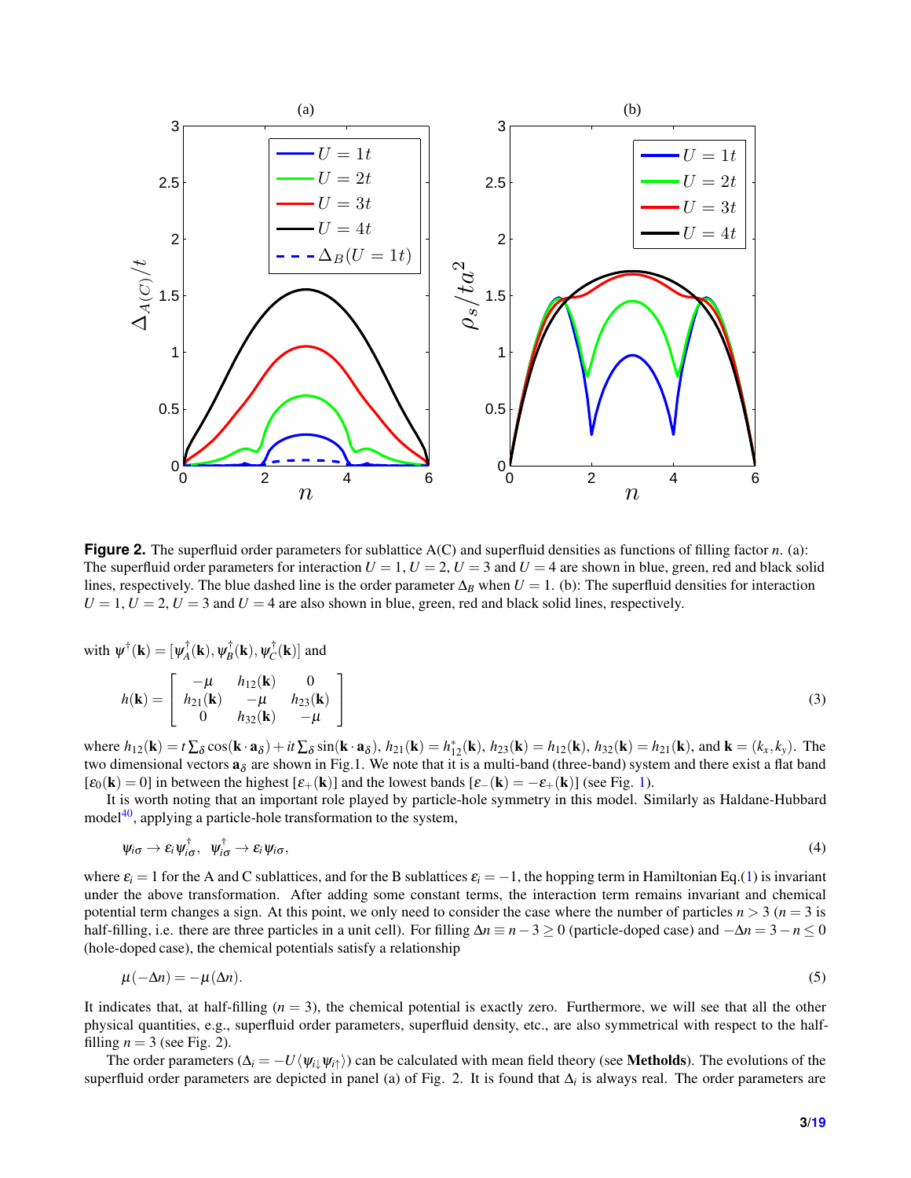**Figure 2.** The superfluid order parameters for sublattice A(C) and superfluid densities as functions of filling factor $n$. (a): The superfluid order parameters for interaction $U = 1$, $U = 2$, $U = 3$ and $U = 4$ are shown in blue, green, red and black solid lines, respectively. The blue dashed line is the order parameter $\Delta_B$ when $U = 1$. (b): The superfluid densities for interaction $U = 1$, $U = 2$, $U = 3$ and $U = 4$ are also shown in blue, green, red and black solid lines, respectively.

with $\psi^\dagger(\mathbf{k}) = [\psi_A^\dagger(\mathbf{k}), \psi_B^\dagger(\mathbf{k}), \psi_C^\dagger(\mathbf{k})]$ and

$$h(\mathbf{k}) = \begin{bmatrix} -\mu & h_{12}(\mathbf{k}) & 0 \\ h_{21}(\mathbf{k}) & -\mu & h_{23}(\mathbf{k}) \\ 0 & h_{32}(\mathbf{k}) & -\mu \end{bmatrix} \tag{3}$$

where $h_{12}(\mathbf{k}) = t\sum_\delta \cos(\mathbf{k}\cdot\mathbf{a}_\delta) + it\sum_\delta \sin(\mathbf{k}\cdot\mathbf{a}_\delta)$, $h_{21}(\mathbf{k}) = h_{12}^*(\mathbf{k})$, $h_{23}(\mathbf{k}) = h_{12}(\mathbf{k})$, $h_{32}(\mathbf{k}) = h_{21}(\mathbf{k})$, and $\mathbf{k} = (k_x, k_y)$. The two dimensional vectors $\mathbf{a}_\delta$ are shown in Fig.1. We note that it is a multi-band (three-band) system and there exist a flat band $[\varepsilon_0(\mathbf{k}) = 0]$ in between the highest $[\varepsilon_+(\mathbf{k})]$ and the lowest bands $[\varepsilon_-(\mathbf{k}) = -\varepsilon_+(\mathbf{k})]$ (see Fig. 1).

It is worth noting that an important role played by particle-hole symmetry in this model. Similarly as Haldane-Hubbard model[40], applying a particle-hole transformation to the system,

$$\psi_{i\sigma} \to \varepsilon_i \psi_{i\sigma}^\dagger, \quad \psi_{i\sigma}^\dagger \to \varepsilon_i \psi_{i\sigma}, \tag{4}$$

where $\varepsilon_i = 1$ for the A and C sublattices, and for the B sublattices $\varepsilon_i = -1$, the hopping term in Hamiltonian Eq.(1) is invariant under the above transformation. After adding some constant terms, the interaction term remains invariant and chemical potential term changes a sign. At this point, we only need to consider the case where the number of particles $n > 3$ ($n = 3$ is half-filling, i.e. there are three particles in a unit cell). For filling $\Delta n \equiv n - 3 \geq 0$ (particle-doped case) and $-\Delta n = 3 - n \leq 0$ (hole-doped case), the chemical potentials satisfy a relationship

$$\mu(-\Delta n) = -\mu(\Delta n). \tag{5}$$

It indicates that, at half-filling ($n = 3$), the chemical potential is exactly zero. Furthermore, we will see that all the other physical quantities, e.g., superfluid order parameters, superfluid density, etc., are also symmetrical with respect to the half-filling $n = 3$ (see Fig. 2).

The order parameters ($\Delta_i = -U\langle\psi_{i\downarrow}\psi_{i\uparrow}\rangle$) can be calculated with mean field theory (see **Methods**). The evolutions of the superfluid order parameters are depicted in panel (a) of Fig. 2. It is found that $\Delta_i$ is always real. The order parameters are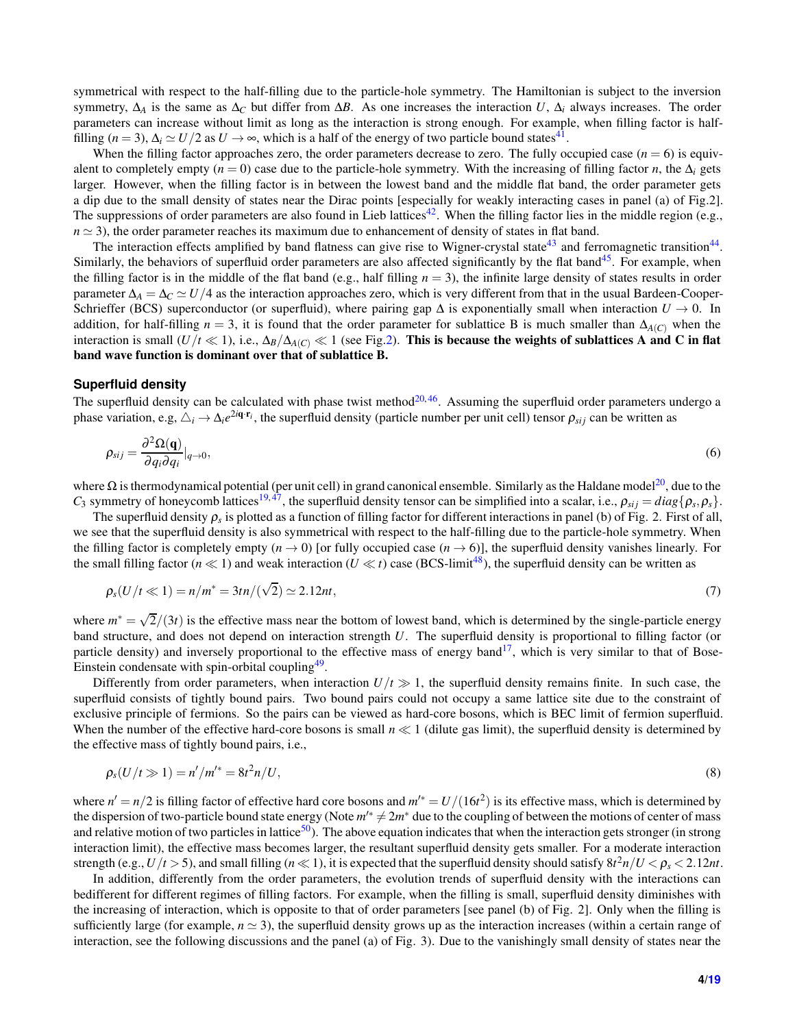symmetrical with respect to the half-filling due to the particle-hole symmetry. The Hamiltonian is subject to the inversion symmetry, $\Delta_A$ is the same as $\Delta_C$ but differ from $\Delta B$. As one increases the interaction $U$, $\Delta_i$ always increases. The order parameters can increase without limit as long as the interaction is strong enough. For example, when filling factor is half-filling ($n = 3$), $\Delta_i \simeq U/2$ as $U \to \infty$, which is a half of the energy of two particle bound states[41].

When the filling factor approaches zero, the order parameters decrease to zero. The fully occupied case ($n = 6$) is equivalent to completely empty ($n = 0$) case due to the particle-hole symmetry. With the increasing of filling factor $n$, the $\Delta_i$ gets larger. However, when the filling factor is in between the lowest band and the middle flat band, the order parameter gets a dip due to the small density of states near the Dirac points [especially for weakly interacting cases in panel (a) of Fig.2]. The suppressions of order parameters are also found in Lieb lattices[42]. When the filling factor lies in the middle region (e.g., $n \simeq 3$), the order parameter reaches its maximum due to enhancement of density of states in flat band.

The interaction effects amplified by band flatness can give rise to Wigner-crystal state[43] and ferromagnetic transition[44]. Similarly, the behaviors of superfluid order parameters are also affected significantly by the flat band[45]. For example, when the filling factor is in the middle of the flat band (e.g., half filling $n = 3$), the infinite large density of states results in order parameter $\Delta_A = \Delta_C \simeq U/4$ as the interaction approaches zero, which is very different from that in the usual Bardeen-Cooper-Schrieffer (BCS) superconductor (or superfluid), where pairing gap $\Delta$ is exponentially small when interaction $U \to 0$. In addition, for half-filling $n = 3$, it is found that the order parameter for sublattice B is much smaller than $\Delta_{A(C)}$ when the interaction is small ($U/t \ll 1$), i.e., $\Delta_B/\Delta_{A(C)} \ll 1$ (see Fig.2). **This is because the weights of sublattices A and C in flat band wave function is dominant over that of sublattice B.**

### Superfluid density

The superfluid density can be calculated with phase twist method[20,46]. Assuming the superfluid order parameters undergo a phase variation, e.g, $\triangle_i \to \Delta_i e^{2i\mathbf{q}\cdot\mathbf{r}_i}$, the superfluid density (particle number per unit cell) tensor $\rho_{sij}$ can be written as

$$\rho_{sij} = \frac{\partial^2 \Omega(\mathbf{q})}{\partial q_i \partial q_i}|_{q \to 0}, \tag{6}$$

where $\Omega$ is thermodynamical potential (per unit cell) in grand canonical ensemble. Similarly as the Haldane model[20], due to the $C_3$ symmetry of honeycomb lattices[19,47], the superfluid density tensor can be simplified into a scalar, i.e., $\rho_{sij} = diag\{\rho_s, \rho_s\}$.

The superfluid density $\rho_s$ is plotted as a function of filling factor for different interactions in panel (b) of Fig. 2. First of all, we see that the superfluid density is also symmetrical with respect to the half-filling due to the particle-hole symmetry. When the filling factor is completely empty ($n \to 0$) [or fully occupied case ($n \to 6$)], the superfluid density vanishes linearly. For the small filling factor ($n \ll 1$) and weak interaction ($U \ll t$) case (BCS-limit[48]), the superfluid density can be written as

$$\rho_s(U/t \ll 1) = n/m^* = 3tn/(\sqrt{2}) \simeq 2.12nt, \tag{7}$$

where $m^* = \sqrt{2}/(3t)$ is the effective mass near the bottom of lowest band, which is determined by the single-particle energy band structure, and does not depend on interaction strength $U$. The superfluid density is proportional to filling factor (or particle density) and inversely proportional to the effective mass of energy band[17], which is very similar to that of Bose-Einstein condensate with spin-orbital coupling[49].

Differently from order parameters, when interaction $U/t \gg 1$, the superfluid density remains finite. In such case, the superfluid consists of tightly bound pairs. Two bound pairs could not occupy a same lattice site due to the constraint of exclusive principle of fermions. So the pairs can be viewed as hard-core bosons, which is BEC limit of fermion superfluid. When the number of the effective hard-core bosons is small $n \ll 1$ (dilute gas limit), the superfluid density is determined by the effective mass of tightly bound pairs, i.e.,

$$\rho_s(U/t \gg 1) = n'/m'^* = 8t^2 n/U, \tag{8}$$

where $n' = n/2$ is filling factor of effective hard core bosons and $m'^* = U/(16t^2)$ is its effective mass, which is determined by the dispersion of two-particle bound state energy (Note $m'^* \neq 2m^*$ due to the coupling of between the motions of center of mass and relative motion of two particles in lattice[50]). The above equation indicates that when the interaction gets stronger (in strong interaction limit), the effective mass becomes larger, the resultant superfluid density gets smaller. For a moderate interaction strength (e.g., $U/t > 5$), and small filling ($n \ll 1$), it is expected that the superfluid density should satisfy $8t^2n/U < \rho_s < 2.12nt$.

In addition, differently from the order parameters, the evolution trends of superfluid density with the interactions can bedifferent for different regimes of filling factors. For example, when the filling is small, superfluid density diminishes with the increasing of interaction, which is opposite to that of order parameters [see panel (b) of Fig. 2]. Only when the filling is sufficiently large (for example, $n \simeq 3$), the superfluid density grows up as the interaction increases (within a certain range of interaction, see the following discussions and the panel (a) of Fig. 3). Due to the vanishingly small density of states near the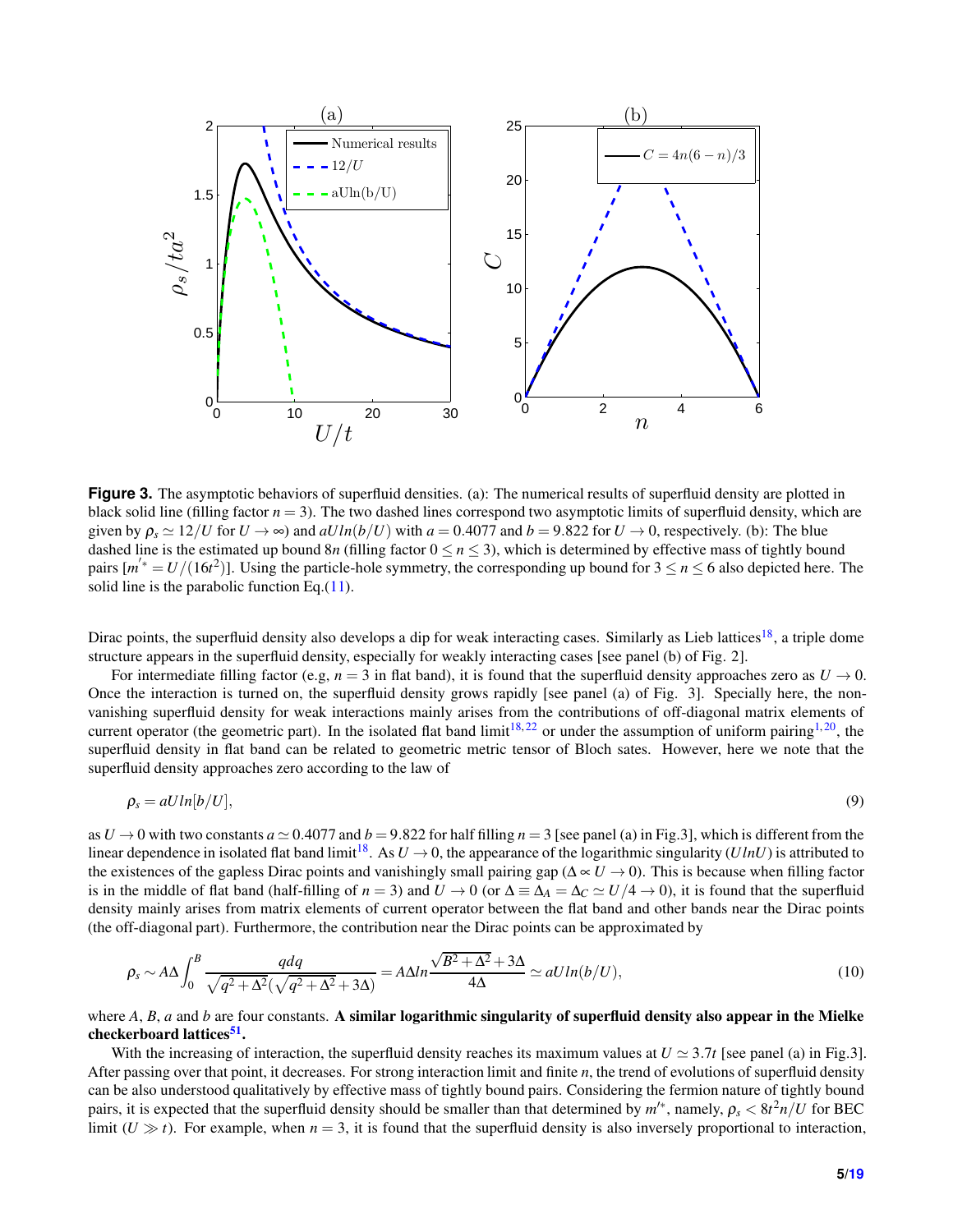**Figure 3.** The asymptotic behaviors of superfluid densities. (a): The numerical results of superfluid density are plotted in black solid line (filling factor $n = 3$). The two dashed lines correspond two asymptotic limits of superfluid density, which are given by $\rho_s \simeq 12/U$ for $U \to \infty$) and $aUln(b/U)$ with $a = 0.4077$ and $b = 9.822$ for $U \to 0$, respectively. (b): The blue dashed line is the estimated up bound $8n$ (filling factor $0 \leq n \leq 3$), which is determined by effective mass of tightly bound pairs [$m'^{*} = U/(16t^2)$]. Using the particle-hole symmetry, the corresponding up bound for $3 \leq n \leq 6$ also depicted here. The solid line is the parabolic function Eq.(11).

Dirac points, the superfluid density also develops a dip for weak interacting cases. Similarly as Lieb lattices[18], a triple dome structure appears in the superfluid density, especially for weakly interacting cases [see panel (b) of Fig. 2].

For intermediate filling factor (e.g, $n = 3$ in flat band), it is found that the superfluid density approaches zero as $U \to 0$. Once the interaction is turned on, the superfluid density grows rapidly [see panel (a) of Fig. 3]. Specially here, the non-vanishing superfluid density for weak interactions mainly arises from the contributions of off-diagonal matrix elements of current operator (the geometric part). In the isolated flat band limit[18,22] or under the assumption of uniform pairing[1,20], the superfluid density in flat band can be related to geometric metric tensor of Bloch sates. However, here we note that the superfluid density approaches zero according to the law of

$$\rho_s = aUln[b/U], \tag{9}$$

as $U \to 0$ with two constants $a \simeq 0.4077$ and $b = 9.822$ for half filling $n = 3$ [see panel (a) in Fig.3], which is different from the linear dependence in isolated flat band limit[18]. As $U \to 0$, the appearance of the logarithmic singularity ($UlnU$) is attributed to the existences of the gapless Dirac points and vanishingly small pairing gap ($\Delta \propto U \to 0$). This is because when filling factor is in the middle of flat band (half-filling of $n = 3$) and $U \to 0$ (or $\Delta \equiv \Delta_A = \Delta_C \simeq U/4 \to 0$), it is found that the superfluid density mainly arises from matrix elements of current operator between the flat band and other bands near the Dirac points (the off-diagonal part). Furthermore, the contribution near the Dirac points can be approximated by

$$\rho_s \sim A\Delta \int_0^B \frac{qdq}{\sqrt{q^2+\Delta^2}(\sqrt{q^2+\Delta^2}+3\Delta)} = A\Delta ln\frac{\sqrt{B^2+\Delta^2}+3\Delta}{4\Delta} \simeq aUln(b/U), \tag{10}$$

where $A$, $B$, $a$ and $b$ are four constants. **A similar logarithmic singularity of superfluid density also appear in the Mielke checkerboard lattices[51].**

With the increasing of interaction, the superfluid density reaches its maximum values at $U \simeq 3.7t$ [see panel (a) in Fig.3]. After passing over that point, it decreases. For strong interaction limit and finite $n$, the trend of evolutions of superfluid density can be also understood qualitatively by effective mass of tightly bound pairs. Considering the fermion nature of tightly bound pairs, it is expected that the superfluid density should be smaller than that determined by $m'^{*}$, namely, $\rho_s < 8t^2n/U$ for BEC limit ($U \gg t$). For example, when $n = 3$, it is found that the superfluid density is also inversely proportional to interaction,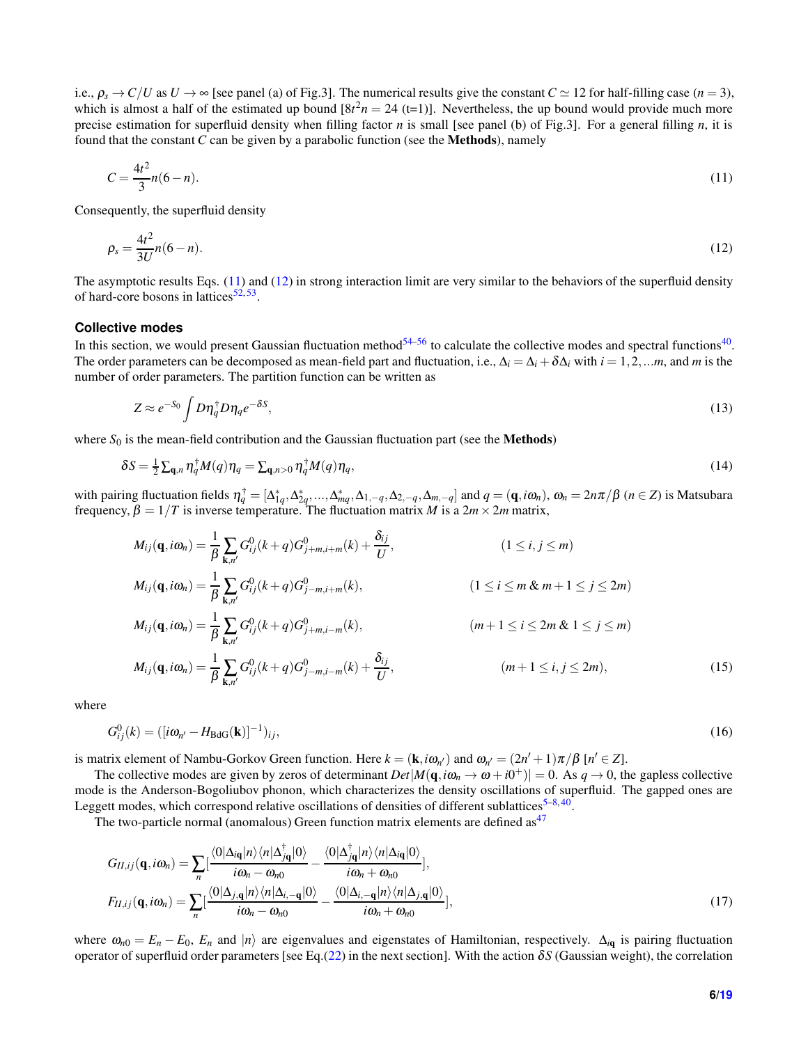i.e., $\rho_s \to C/U$ as $U \to \infty$ [see panel (a) of Fig.3]. The numerical results give the constant $C \simeq 12$ for half-filling case ($n = 3$), which is almost a half of the estimated up bound [$8t^2 n = 24$ (t=1)]. Nevertheless, the up bound would provide much more precise estimation for superfluid density when filling factor $n$ is small [see panel (b) of Fig.3]. For a general filling $n$, it is found that the constant $C$ can be given by a parabolic function (see the **Methods**), namely

$$C = \frac{4t^2}{3} n(6-n). \tag{11}$$

Consequently, the superfluid density

$$\rho_s = \frac{4t^2}{3U} n(6-n). \tag{12}$$

The asymptotic results Eqs. (11) and (12) in strong interaction limit are very similar to the behaviors of the superfluid density of hard-core bosons in lattices[52,53].

### Collective modes

In this section, we would present Gaussian fluctuation method[54–56] to calculate the collective modes and spectral functions[40]. The order parameters can be decomposed as mean-field part and fluctuation, i.e., $\Delta_i = \Delta_i + \delta\Delta_i$ with $i = 1, 2, ...m$, and $m$ is the number of order parameters. The partition function can be written as

$$Z \approx e^{-S_0} \int D\eta_q^\dagger D\eta_q e^{-\delta S}, \tag{13}$$

where $S_0$ is the mean-field contribution and the Gaussian fluctuation part (see the **Methods**)

$$\delta S = \tfrac{1}{2} \sum_{\mathbf{q},n} \eta_q^\dagger M(q) \eta_q = \sum_{\mathbf{q},n>0} \eta_q^\dagger M(q) \eta_q, \tag{14}$$

with pairing fluctuation fields $\eta_q^\dagger = [\Delta_{1q}^*, \Delta_{2q}^*, ..., \Delta_{mq}^*, \Delta_{1,-q}, \Delta_{2,-q}, \Delta_{m,-q}]$ and $q = (\mathbf{q}, i\omega_n)$, $\omega_n = 2n\pi/\beta$ ($n \in Z$) is Matsubara frequency, $\beta = 1/T$ is inverse temperature. The fluctuation matrix $M$ is a $2m \times 2m$ matrix,

$$\begin{aligned}
M_{ij}(\mathbf{q}, i\omega_n) &= \frac{1}{\beta} \sum_{\mathbf{k},n'} G_{ij}^0(k+q) G_{j+m,i+m}^0(k) + \frac{\delta_{ij}}{U}, && (1 \le i, j \le m) \\
M_{ij}(\mathbf{q}, i\omega_n) &= \frac{1}{\beta} \sum_{\mathbf{k},n'} G_{ij}^0(k+q) G_{j-m,i+m}^0(k), && (1 \le i \le m \,\&\, m+1 \le j \le 2m) \\
M_{ij}(\mathbf{q}, i\omega_n) &= \frac{1}{\beta} \sum_{\mathbf{k},n'} G_{ij}^0(k+q) G_{j+m,i-m}^0(k), && (m+1 \le i \le 2m \,\&\, 1 \le j \le m) \\
M_{ij}(\mathbf{q}, i\omega_n) &= \frac{1}{\beta} \sum_{\mathbf{k},n'} G_{ij}^0(k+q) G_{j-m,i-m}^0(k) + \frac{\delta_{ij}}{U}, && (m+1 \le i, j \le 2m),
\end{aligned} \tag{15}$$

where

$$G_{ij}^0(k) = ([i\omega_{n'} - H_{\text{BdG}}(\mathbf{k})]^{-1})_{ij}, \tag{16}$$

is matrix element of Nambu-Gorkov Green function. Here $k = (\mathbf{k}, i\omega_{n'})$ and $\omega_{n'} = (2n'+1)\pi/\beta$ [$n' \in Z$].

The collective modes are given by zeros of determinant $Det|M(\mathbf{q}, i\omega_n \to \omega + i0^+)| = 0$. As $q \to 0$, the gapless collective mode is the Anderson-Bogoliubov phonon, which characterizes the density oscillations of superfluid. The gapped ones are Leggett modes, which correspond relative oscillations of densities of different sublattices[5–8,40].

The two-particle normal (anomalous) Green function matrix elements are defined as[47]

$$\begin{aligned}
G_{II,ij}(\mathbf{q}, i\omega_n) &= \sum_n \left[\frac{\langle 0|\Delta_{i\mathbf{q}}|n\rangle\langle n|\Delta_{j\mathbf{q}}^\dagger|0\rangle}{i\omega_n - \omega_{n0}} - \frac{\langle 0|\Delta_{j\mathbf{q}}^\dagger|n\rangle\langle n|\Delta_{i\mathbf{q}}|0\rangle}{i\omega_n + \omega_{n0}}\right], \\
F_{II,ij}(\mathbf{q}, i\omega_n) &= \sum_n \left[\frac{\langle 0|\Delta_{j,\mathbf{q}}|n\rangle\langle n|\Delta_{i,-\mathbf{q}}|0\rangle}{i\omega_n - \omega_{n0}} - \frac{\langle 0|\Delta_{i,-\mathbf{q}}|n\rangle\langle n|\Delta_{j,\mathbf{q}}|0\rangle}{i\omega_n + \omega_{n0}}\right],
\end{aligned} \tag{17}$$

where $\omega_{n0} = E_n - E_0$, $E_n$ and $|n\rangle$ are eigenvalues and eigenstates of Hamiltonian, respectively. $\Delta_{i\mathbf{q}}$ is pairing fluctuation operator of superfluid order parameters [see Eq.(22) in the next section]. With the action $\delta S$ (Gaussian weight), the correlation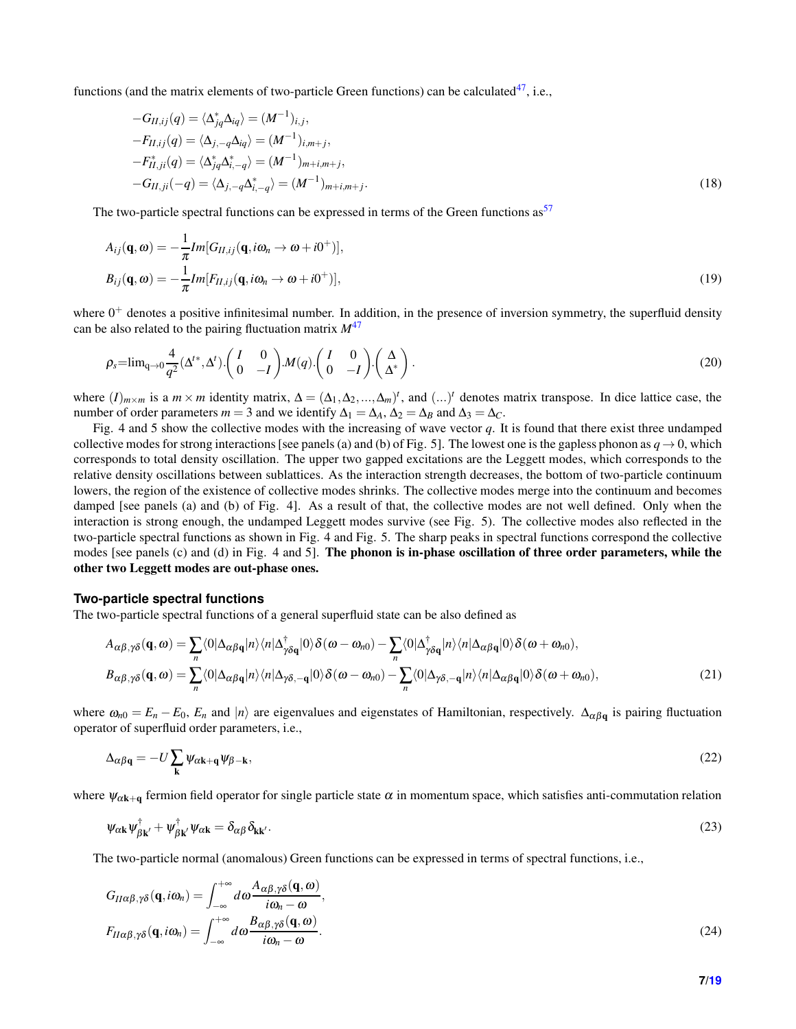functions (and the matrix elements of two-particle Green functions) can be calculated[47], i.e.,

$$
\begin{aligned}
-G_{II,ij}(q) &= \langle \Delta^*_{jq}\Delta_{iq}\rangle = (M^{-1})_{i,j},\\
-F_{II,ij}(q) &= \langle \Delta_{j,-q}\Delta_{iq}\rangle = (M^{-1})_{i,m+j},\\
-F^*_{II,ji}(q) &= \langle \Delta^*_{jq}\Delta^*_{i,-q}\rangle = (M^{-1})_{m+i,m+j},\\
-G_{II,ji}(-q) &= \langle \Delta_{j,-q}\Delta^*_{i,-q}\rangle = (M^{-1})_{m+i,m+j}.
\end{aligned}
\tag{18}
$$

The two-particle spectral functions can be expressed in terms of the Green functions as[57]

$$
\begin{aligned}
A_{ij}(\mathbf{q},\omega) &= -\frac{1}{\pi}Im[G_{II,ij}(\mathbf{q},i\omega_n\rightarrow\omega+i0^+)],\\
B_{ij}(\mathbf{q},\omega) &= -\frac{1}{\pi}Im[F_{II,ij}(\mathbf{q},i\omega_n\rightarrow\omega+i0^+)],
\end{aligned}
\tag{19}
$$

where $0^+$ denotes a positive infinitesimal number. In addition, in the presence of inversion symmetry, the superfluid density can be also related to the pairing fluctuation matrix $M$[47]

$$
\rho_s=\lim_{\mathrm{q}\rightarrow 0}\frac{4}{q^2}(\Delta^{t*},\Delta^t).\begin{pmatrix} I & 0\\ 0 & -I\end{pmatrix}.M(q).\begin{pmatrix} I & 0\\ 0 & -I\end{pmatrix}.\begin{pmatrix}\Delta\\ \Delta^*\end{pmatrix}.
\tag{20}
$$

where $(I)_{m\times m}$ is a $m\times m$ identity matrix, $\Delta=(\Delta_1,\Delta_2,...,\Delta_m)^t$, and $(...)^t$ denotes matrix transpose. In dice lattice case, the number of order parameters $m=3$ and we identify $\Delta_1=\Delta_A$, $\Delta_2=\Delta_B$ and $\Delta_3=\Delta_C$.

Fig. 4 and 5 show the collective modes with the increasing of wave vector $q$. It is found that there exist three undamped collective modes for strong interactions [see panels (a) and (b) of Fig. 5]. The lowest one is the gapless phonon as $q\rightarrow 0$, which corresponds to total density oscillation. The upper two gapped excitations are the Leggett modes, which corresponds to the relative density oscillations between sublattices. As the interaction strength decreases, the bottom of two-particle continuum lowers, the region of the existence of collective modes shrinks. The collective modes merge into the continuum and becomes damped [see panels (a) and (b) of Fig. 4]. As a result of that, the collective modes are not well defined. Only when the interaction is strong enough, the undamped Leggett modes survive (see Fig. 5). The collective modes also reflected in the two-particle spectral functions as shown in Fig. 4 and Fig. 5. The sharp peaks in spectral functions correspond the collective modes [see panels (c) and (d) in Fig. 4 and 5]. **The phonon is in-phase oscillation of three order parameters, while the other two Leggett modes are out-phase ones.**

## Two-particle spectral functions

The two-particle spectral functions of a general superfluid state can be also defined as

$$
\begin{aligned}
A_{\alpha\beta,\gamma\delta}(\mathbf{q},\omega) &= \sum_n\langle 0|\Delta_{\alpha\beta\mathbf{q}}|n\rangle\langle n|\Delta^\dagger_{\gamma\delta\mathbf{q}}|0\rangle\delta(\omega-\omega_{n0})-\sum_n\langle 0|\Delta^\dagger_{\gamma\delta\mathbf{q}}|n\rangle\langle n|\Delta_{\alpha\beta\mathbf{q}}|0\rangle\delta(\omega+\omega_{n0}),\\
B_{\alpha\beta,\gamma\delta}(\mathbf{q},\omega) &= \sum_n\langle 0|\Delta_{\alpha\beta\mathbf{q}}|n\rangle\langle n|\Delta_{\gamma\delta,-\mathbf{q}}|0\rangle\delta(\omega-\omega_{n0})-\sum_n\langle 0|\Delta_{\gamma\delta,-\mathbf{q}}|n\rangle\langle n|\Delta_{\alpha\beta\mathbf{q}}|0\rangle\delta(\omega+\omega_{n0}),
\end{aligned}
\tag{21}
$$

where $\omega_{n0}=E_n-E_0$, $E_n$ and $|n\rangle$ are eigenvalues and eigenstates of Hamiltonian, respectively. $\Delta_{\alpha\beta\mathbf{q}}$ is pairing fluctuation operator of superfluid order parameters, i.e.,

$$
\Delta_{\alpha\beta\mathbf{q}}=-U\sum_{\mathbf{k}}\psi_{\alpha\mathbf{k}+\mathbf{q}}\psi_{\beta-\mathbf{k}},
\tag{22}
$$

where $\psi_{\alpha\mathbf{k}+\mathbf{q}}$ fermion field operator for single particle state $\alpha$ in momentum space, which satisfies anti-commutation relation

$$
\psi_{\alpha\mathbf{k}}\psi^\dagger_{\beta\mathbf{k}'}+\psi^\dagger_{\beta\mathbf{k}'}\psi_{\alpha\mathbf{k}}=\delta_{\alpha\beta}\delta_{\mathbf{k}\mathbf{k}'}.
\tag{23}
$$

The two-particle normal (anomalous) Green functions can be expressed in terms of spectral functions, i.e.,

$$
\begin{aligned}
G_{II\alpha\beta,\gamma\delta}(\mathbf{q},i\omega_n) &= \int_{-\infty}^{+\infty}d\omega\frac{A_{\alpha\beta,\gamma\delta}(\mathbf{q},\omega)}{i\omega_n-\omega},\\
F_{II\alpha\beta,\gamma\delta}(\mathbf{q},i\omega_n) &= \int_{-\infty}^{+\infty}d\omega\frac{B_{\alpha\beta,\gamma\delta}(\mathbf{q},\omega)}{i\omega_n-\omega}.
\end{aligned}
\tag{24}
$$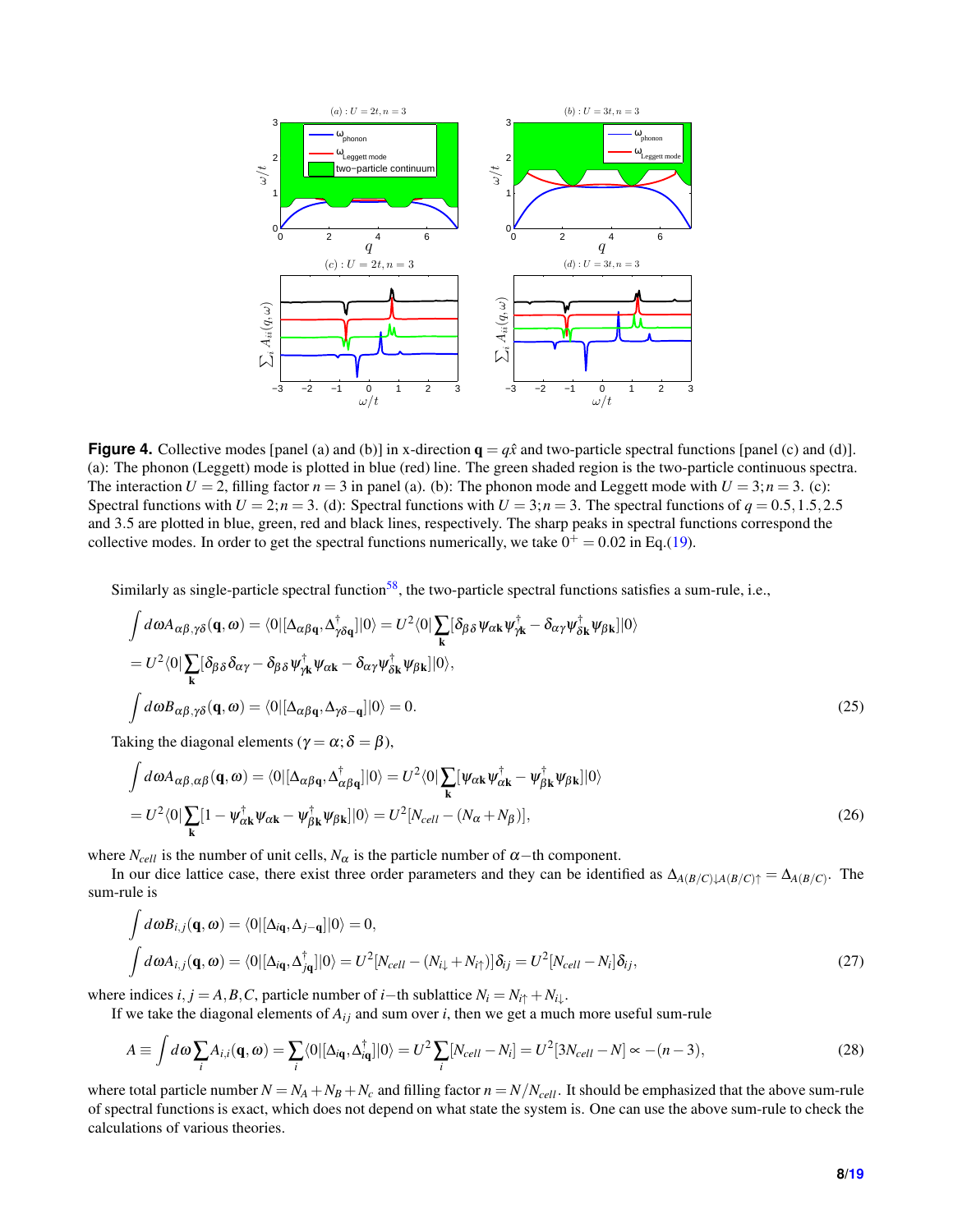**Figure 4.** Collective modes [panel (a) and (b)] in x-direction $\mathbf{q} = q\hat{x}$ and two-particle spectral functions [panel (c) and (d)]. (a): The phonon (Leggett) mode is plotted in blue (red) line. The green shaded region is the two-particle continuous spectra. The interaction $U = 2$, filling factor $n = 3$ in panel (a). (b): The phonon mode and Leggett mode with $U = 3; n = 3$. (c): Spectral functions with $U = 2; n = 3$. (d): Spectral functions with $U = 3; n = 3$. The spectral functions of $q = 0.5, 1.5, 2.5$ and 3.5 are plotted in blue, green, red and black lines, respectively. The sharp peaks in spectral functions correspond the collective modes. In order to get the spectral functions numerically, we take $0^+ = 0.02$ in Eq.(19).

Similarly as single-particle spectral function[58], the two-particle spectral functions satisfies a sum-rule, i.e.,

$$
\begin{aligned}
&\int d\omega A_{\alpha\beta,\gamma\delta}(\mathbf{q},\omega) = \langle 0|[\Delta_{\alpha\beta\mathbf{q}}, \Delta^\dagger_{\gamma\delta\mathbf{q}}]|0\rangle = U^2\langle 0|\sum_{\mathbf{k}}[\delta_{\beta\delta}\psi_{\alpha\mathbf{k}}\psi^\dagger_{\gamma\mathbf{k}} - \delta_{\alpha\gamma}\psi^\dagger_{\delta\mathbf{k}}\psi_{\beta\mathbf{k}}]|0\rangle \\
&= U^2\langle 0|\sum_{\mathbf{k}}[\delta_{\beta\delta}\delta_{\alpha\gamma} - \delta_{\beta\delta}\psi^\dagger_{\gamma\mathbf{k}}\psi_{\alpha\mathbf{k}} - \delta_{\alpha\gamma}\psi^\dagger_{\delta\mathbf{k}}\psi_{\beta\mathbf{k}}]|0\rangle, \\
&\int d\omega B_{\alpha\beta,\gamma\delta}(\mathbf{q},\omega) = \langle 0|[\Delta_{\alpha\beta\mathbf{q}}, \Delta_{\gamma\delta-\mathbf{q}}]|0\rangle = 0.
\end{aligned}
\tag{25}
$$

Taking the diagonal elements ($\gamma = \alpha; \delta = \beta$),

$$
\begin{aligned}
&\int d\omega A_{\alpha\beta,\alpha\beta}(\mathbf{q},\omega) = \langle 0|[\Delta_{\alpha\beta\mathbf{q}}, \Delta^\dagger_{\alpha\beta\mathbf{q}}]|0\rangle = U^2\langle 0|\sum_{\mathbf{k}}[\psi_{\alpha\mathbf{k}}\psi^\dagger_{\alpha\mathbf{k}} - \psi^\dagger_{\beta\mathbf{k}}\psi_{\beta\mathbf{k}}]|0\rangle \\
&= U^2\langle 0|\sum_{\mathbf{k}}[1 - \psi^\dagger_{\alpha\mathbf{k}}\psi_{\alpha\mathbf{k}} - \psi^\dagger_{\beta\mathbf{k}}\psi_{\beta\mathbf{k}}]|0\rangle = U^2[N_{cell} - (N_\alpha + N_\beta)],
\end{aligned}
\tag{26}
$$

where $N_{cell}$ is the number of unit cells, $N_\alpha$ is the particle number of $\alpha-$th component.

In our dice lattice case, there exist three order parameters and they can be identified as $\Delta_{A(B/C)\downarrow A(B/C)\uparrow} = \Delta_{A(B/C)}$. The sum-rule is

$$
\begin{aligned}
&\int d\omega B_{i,j}(\mathbf{q},\omega) = \langle 0|[\Delta_{i\mathbf{q}}, \Delta_{j-\mathbf{q}}]|0\rangle = 0, \\
&\int d\omega A_{i,j}(\mathbf{q},\omega) = \langle 0|[\Delta_{i\mathbf{q}}, \Delta^\dagger_{j\mathbf{q}}]|0\rangle = U^2[N_{cell} - (N_{i\downarrow} + N_{i\uparrow})]\delta_{ij} = U^2[N_{cell} - N_i]\delta_{ij},
\end{aligned}
\tag{27}
$$

where indices $i, j = A, B, C$, particle number of $i-$th sublattice $N_i = N_{i\uparrow} + N_{i\downarrow}$.

If we take the diagonal elements of $A_{ij}$ and sum over $i$, then we get a much more useful sum-rule

$$
A \equiv \int d\omega \sum_i A_{i,i}(\mathbf{q},\omega) = \sum_i \langle 0|[\Delta_{i\mathbf{q}}, \Delta^\dagger_{i\mathbf{q}}]|0\rangle = U^2\sum_i [N_{cell} - N_i] = U^2[3N_{cell} - N] \propto -(n-3),
\tag{28}
$$

where total particle number $N = N_A + N_B + N_c$ and filling factor $n = N/N_{cell}$. It should be emphasized that the above sum-rule of spectral functions is exact, which does not depend on what state the system is. One can use the above sum-rule to check the calculations of various theories.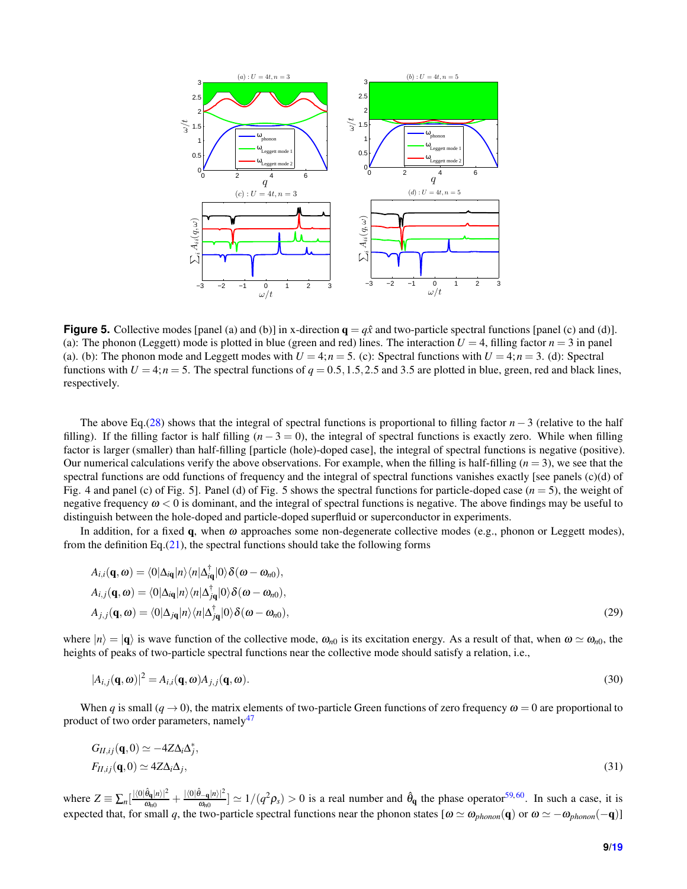**Figure 5.** Collective modes [panel (a) and (b)] in x-direction $\mathbf{q} = q\hat{x}$ and two-particle spectral functions [panel (c) and (d)]. (a): The phonon (Leggett) mode is plotted in blue (green and red) lines. The interaction $U = 4$, filling factor $n = 3$ in panel (a). (b): The phonon mode and Leggett modes with $U = 4; n = 5$. (c): Spectral functions with $U = 4; n = 3$. (d): Spectral functions with $U = 4; n = 5$. The spectral functions of $q = 0.5, 1.5, 2.5$ and $3.5$ are plotted in blue, green, red and black lines, respectively.

The above Eq.(28) shows that the integral of spectral functions is proportional to filling factor $n-3$ (relative to the half filling). If the filling factor is half filling ($n-3=0$), the integral of spectral functions is exactly zero. While when filling factor is larger (smaller) than half-filling [particle (hole)-doped case], the integral of spectral functions is negative (positive). Our numerical calculations verify the above observations. For example, when the filling is half-filling ($n=3$), we see that the spectral functions are odd functions of frequency and the integral of spectral functions vanishes exactly [see panels (c)(d) of Fig. 4 and panel (c) of Fig. 5]. Panel (d) of Fig. 5 shows the spectral functions for particle-doped case ($n=5$), the weight of negative frequency $\omega < 0$ is dominant, and the integral of spectral functions is negative. The above findings may be useful to distinguish between the hole-doped and particle-doped superfluid or superconductor in experiments.

In addition, for a fixed $\mathbf{q}$, when $\omega$ approaches some non-degenerate collective modes (e.g., phonon or Leggett modes), from the definition Eq.(21), the spectral functions should take the following forms

$$
\begin{aligned}
A_{i,i}(\mathbf{q},\omega) &= \langle 0|\Delta_{i\mathbf{q}}|n\rangle\langle n|\Delta^{\dagger}_{i\mathbf{q}}|0\rangle\delta(\omega-\omega_{n0}),\\
A_{i,j}(\mathbf{q},\omega) &= \langle 0|\Delta_{i\mathbf{q}}|n\rangle\langle n|\Delta^{\dagger}_{j\mathbf{q}}|0\rangle\delta(\omega-\omega_{n0}),\\
A_{j,j}(\mathbf{q},\omega) &= \langle 0|\Delta_{j\mathbf{q}}|n\rangle\langle n|\Delta^{\dagger}_{j\mathbf{q}}|0\rangle\delta(\omega-\omega_{n0}),
\end{aligned}
\tag{29}
$$

where $|n\rangle = |\mathbf{q}\rangle$ is wave function of the collective mode, $\omega_{n0}$ is its excitation energy. As a result of that, when $\omega \simeq \omega_{n0}$, the heights of peaks of two-particle spectral functions near the collective mode should satisfy a relation, i.e.,

$$
|A_{i,j}(\mathbf{q},\omega)|^2 = A_{i,i}(\mathbf{q},\omega)A_{j,j}(\mathbf{q},\omega).
\tag{30}
$$

When $q$ is small ($q \to 0$), the matrix elements of two-particle Green functions of zero frequency $\omega = 0$ are proportional to product of two order parameters, namely[47]

$$
\begin{aligned}
G_{II,ij}(\mathbf{q},0) &\simeq -4Z\Delta_i\Delta_j^*,\\
F_{II,ij}(\mathbf{q},0) &\simeq 4Z\Delta_i\Delta_j,
\end{aligned}
\tag{31}
$$

where $Z \equiv \sum_n [\frac{|\langle 0|\hat{\theta}_{\mathbf{q}}|n\rangle|^2}{\omega_{n0}} + \frac{|\langle 0|\hat{\theta}_{-\mathbf{q}}|n\rangle|^2}{\omega_{n0}}] \simeq 1/(q^2\rho_s) > 0$ is a real number and $\hat{\theta}_{\mathbf{q}}$ the phase operator[59,60]. In such a case, it is expected that, for small $q$, the two-particle spectral functions near the phonon states [$\omega \simeq \omega_{phonon}(\mathbf{q})$ or $\omega \simeq -\omega_{phonon}(-\mathbf{q})$]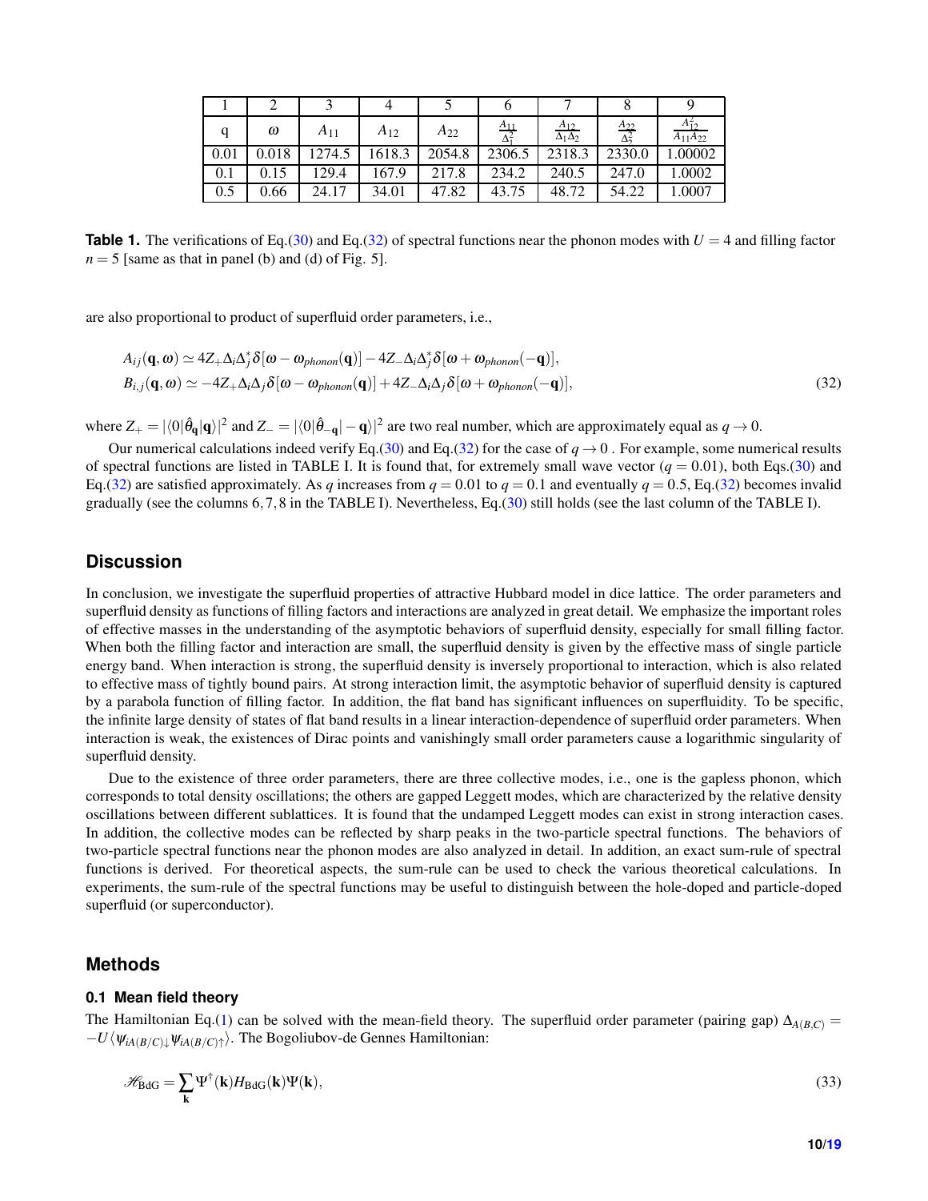| 1 | 2 | 3 | 4 | 5 | 6 | 7 | 8 | 9 |
|---|---|---|---|---|---|---|---|---|
| q | $\omega$ | $A_{11}$ | $A_{12}$ | $A_{22}$ | $\frac{A_{11}}{\Delta_1^2}$ | $\frac{A_{12}}{\Delta_1\Delta_2}$ | $\frac{A_{22}}{\Delta_2^2}$ | $\frac{A_{12}^2}{A_{11}A_{22}}$ |
| 0.01 | 0.018 | 1274.5 | 1618.3 | 2054.8 | 2306.5 | 2318.3 | 2330.0 | 1.00002 |
| 0.1 | 0.15 | 129.4 | 167.9 | 217.8 | 234.2 | 240.5 | 247.0 | 1.0002 |
| 0.5 | 0.66 | 24.17 | 34.01 | 47.82 | 43.75 | 48.72 | 54.22 | 1.0007 |

**Table 1.** The verifications of Eq.(30) and Eq.(32) of spectral functions near the phonon modes with $U = 4$ and filling factor $n = 5$ [same as that in panel (b) and (d) of Fig. 5].

are also proportional to product of superfluid order parameters, i.e.,

$$
\begin{aligned}
A_{ij}(\mathbf{q},\omega) &\simeq 4Z_+\Delta_i\Delta_j^*\delta[\omega-\omega_{phonon}(\mathbf{q})]-4Z_-\Delta_i\Delta_j^*\delta[\omega+\omega_{phonon}(-\mathbf{q})],\\
B_{i,j}(\mathbf{q},\omega) &\simeq -4Z_+\Delta_i\Delta_j\delta[\omega-\omega_{phonon}(\mathbf{q})]+4Z_-\Delta_i\Delta_j\delta[\omega+\omega_{phonon}(-\mathbf{q})],
\end{aligned}
\tag{32}
$$

where $Z_+ = |\langle 0|\hat{\theta}_{\mathbf{q}}|\mathbf{q}\rangle|^2$ and $Z_- = |\langle 0|\hat{\theta}_{-\mathbf{q}}|-\mathbf{q}\rangle|^2$ are two real number, which are approximately equal as $q \to 0$.

Our numerical calculations indeed verify Eq.(30) and Eq.(32) for the case of $q \to 0$ . For example, some numerical results of spectral functions are listed in TABLE I. It is found that, for extremely small wave vector ($q = 0.01$), both Eqs.(30) and Eq.(32) are satisfied approximately. As $q$ increases from $q = 0.01$ to $q = 0.1$ and eventually $q = 0.5$, Eq.(32) becomes invalid gradually (see the columns 6, 7, 8 in the TABLE I). Nevertheless, Eq.(30) still holds (see the last column of the TABLE I).

## Discussion

In conclusion, we investigate the superfluid properties of attractive Hubbard model in dice lattice. The order parameters and superfluid density as functions of filling factors and interactions are analyzed in great detail. We emphasize the important roles of effective masses in the understanding of the asymptotic behaviors of superfluid density, especially for small filling factor. When both the filling factor and interaction are small, the superfluid density is given by the effective mass of single particle energy band. When interaction is strong, the superfluid density is inversely proportional to interaction, which is also related to effective mass of tightly bound pairs. At strong interaction limit, the asymptotic behavior of superfluid density is captured by a parabola function of filling factor. In addition, the flat band has significant influences on superfluidity. To be specific, the infinite large density of states of flat band results in a linear interaction-dependence of superfluid order parameters. When interaction is weak, the existences of Dirac points and vanishingly small order parameters cause a logarithmic singularity of superfluid density.

Due to the existence of three order parameters, there are three collective modes, i.e., one is the gapless phonon, which corresponds to total density oscillations; the others are gapped Leggett modes, which are characterized by the relative density oscillations between different sublattices. It is found that the undamped Leggett modes can exist in strong interaction cases. In addition, the collective modes can be reflected by sharp peaks in the two-particle spectral functions. The behaviors of two-particle spectral functions near the phonon modes are also analyzed in detail. In addition, an exact sum-rule of spectral functions is derived. For theoretical aspects, the sum-rule can be used to check the various theoretical calculations. In experiments, the sum-rule of the spectral functions may be useful to distinguish between the hole-doped and particle-doped superfluid (or superconductor).

## Methods

### 0.1 Mean field theory

The Hamiltonian Eq.(1) can be solved with the mean-field theory. The superfluid order parameter (pairing gap) $\Delta_{A(B,C)} = -U\langle\psi_{iA(B/C)\downarrow}\psi_{iA(B/C)\uparrow}\rangle$. The Bogoliubov-de Gennes Hamiltonian:

$$
\mathscr{H}_{\text{BdG}} = \sum_{\mathbf{k}} \Psi^\dagger(\mathbf{k}) H_{\text{BdG}}(\mathbf{k}) \Psi(\mathbf{k}),
\tag{33}
$$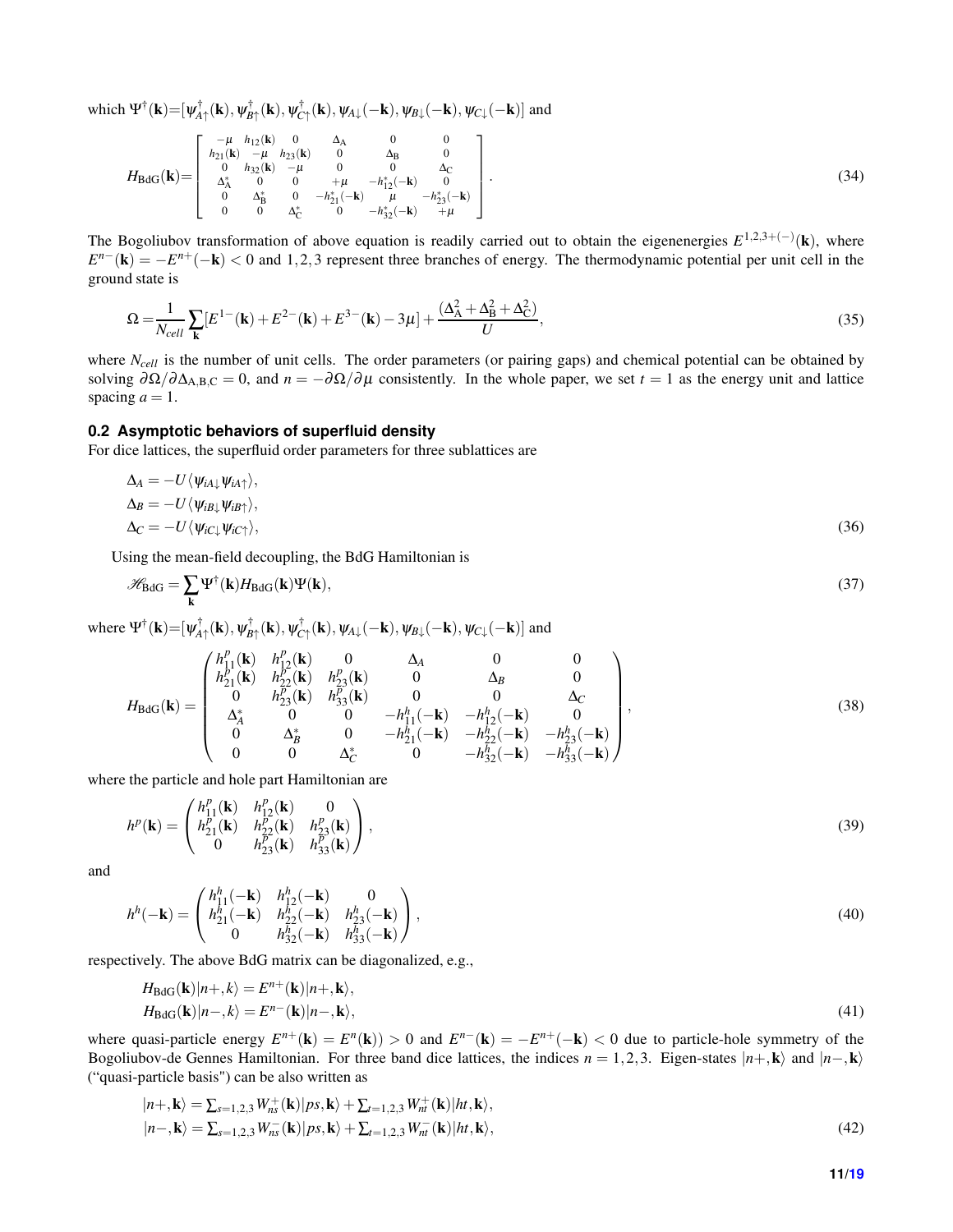which $\Psi^\dagger(\mathbf{k})$=$[\psi^\dagger_{A\uparrow}(\mathbf{k}),\psi^\dagger_{B\uparrow}(\mathbf{k}),\psi^\dagger_{C\uparrow}(\mathbf{k}),\psi_{A\downarrow}(-\mathbf{k}),\psi_{B\downarrow}(-\mathbf{k}),\psi_{C\downarrow}(-\mathbf{k})]$ and

$$H_{\mathrm{BdG}}(\mathbf{k})=\begin{bmatrix} -\mu & h_{12}(\mathbf{k}) & 0 & \Delta_{\mathrm{A}} & 0 & 0 \\ h_{21}(\mathbf{k}) & -\mu & h_{23}(\mathbf{k}) & 0 & \Delta_{\mathrm{B}} & 0 \\ 0 & h_{32}(\mathbf{k}) & -\mu & 0 & 0 & \Delta_{\mathrm{C}} \\ \Delta^*_{\mathrm{A}} & 0 & 0 & +\mu & -h^*_{12}(-\mathbf{k}) & 0 \\ 0 & \Delta^*_{\mathrm{B}} & 0 & -h^*_{21}(-\mathbf{k}) & \mu & -h^*_{23}(-\mathbf{k}) \\ 0 & 0 & \Delta^*_{\mathrm{C}} & 0 & -h^*_{32}(-\mathbf{k}) & +\mu \end{bmatrix}. \tag{34}$$

The Bogoliubov transformation of above equation is readily carried out to obtain the eigenenergies $E^{1,2,3+(-)}(\mathbf{k})$, where $E^{n-}(\mathbf{k})=-E^{n+}(-\mathbf{k})<0$ and $1,2,3$ represent three branches of energy. The thermodynamic potential per unit cell in the ground state is

$$\Omega=\frac{1}{N_{cell}}\sum_{\mathbf{k}}[E^{1-}(\mathbf{k})+E^{2-}(\mathbf{k})+E^{3-}(\mathbf{k})-3\mu]+\frac{(\Delta^2_{\mathrm{A}}+\Delta^2_{\mathrm{B}}+\Delta^2_{\mathrm{C}})}{U}, \tag{35}$$

where $N_{cell}$ is the number of unit cells. The order parameters (or pairing gaps) and chemical potential can be obtained by solving $\partial\Omega/\partial\Delta_{\mathrm{A,B,C}}=0$, and $n=-\partial\Omega/\partial\mu$ consistently. In the whole paper, we set $t=1$ as the energy unit and lattice spacing $a=1$.

### 0.2 Asymptotic behaviors of superfluid density

For dice lattices, the superfluid order parameters for three sublattices are

$$\begin{aligned}
\Delta_A &= -U\langle\psi_{iA\downarrow}\psi_{iA\uparrow}\rangle,\\
\Delta_B &= -U\langle\psi_{iB\downarrow}\psi_{iB\uparrow}\rangle,\\
\Delta_C &= -U\langle\psi_{iC\downarrow}\psi_{iC\uparrow}\rangle,
\end{aligned} \tag{36}$$

Using the mean-field decoupling, the BdG Hamiltonian is

$$\mathscr{H}_{\mathrm{BdG}}=\sum_{\mathbf{k}}\Psi^\dagger(\mathbf{k})H_{\mathrm{BdG}}(\mathbf{k})\Psi(\mathbf{k}), \tag{37}$$

where $\Psi^\dagger(\mathbf{k})$=$[\psi^\dagger_{A\uparrow}(\mathbf{k}),\psi^\dagger_{B\uparrow}(\mathbf{k}),\psi^\dagger_{C\uparrow}(\mathbf{k}),\psi_{A\downarrow}(-\mathbf{k}),\psi_{B\downarrow}(-\mathbf{k}),\psi_{C\downarrow}(-\mathbf{k})]$ and

$$H_{\mathrm{BdG}}(\mathbf{k})=\begin{pmatrix} h^p_{11}(\mathbf{k}) & h^p_{12}(\mathbf{k}) & 0 & \Delta_A & 0 & 0 \\ h^p_{21}(\mathbf{k}) & h^p_{22}(\mathbf{k}) & h^p_{23}(\mathbf{k}) & 0 & \Delta_B & 0 \\ 0 & h^p_{23}(\mathbf{k}) & h^p_{33}(\mathbf{k}) & 0 & 0 & \Delta_C \\ \Delta^*_A & 0 & 0 & -h^h_{11}(-\mathbf{k}) & -h^h_{12}(-\mathbf{k}) & 0 \\ 0 & \Delta^*_B & 0 & -h^h_{21}(-\mathbf{k}) & -h^h_{22}(-\mathbf{k}) & -h^h_{23}(-\mathbf{k}) \\ 0 & 0 & \Delta^*_C & 0 & -h^h_{32}(-\mathbf{k}) & -h^h_{33}(-\mathbf{k}) \end{pmatrix}, \tag{38}$$

where the particle and hole part Hamiltonian are

$$h^p(\mathbf{k})=\begin{pmatrix} h^p_{11}(\mathbf{k}) & h^p_{12}(\mathbf{k}) & 0 \\ h^p_{21}(\mathbf{k}) & h^p_{22}(\mathbf{k}) & h^p_{23}(\mathbf{k}) \\ 0 & h^p_{23}(\mathbf{k}) & h^p_{33}(\mathbf{k}) \end{pmatrix}, \tag{39}$$

and

$$h^h(-\mathbf{k})=\begin{pmatrix} h^h_{11}(-\mathbf{k}) & h^h_{12}(-\mathbf{k}) & 0 \\ h^h_{21}(-\mathbf{k}) & h^h_{22}(-\mathbf{k}) & h^h_{23}(-\mathbf{k}) \\ 0 & h^h_{32}(-\mathbf{k}) & h^h_{33}(-\mathbf{k}) \end{pmatrix}, \tag{40}$$

respectively. The above BdG matrix can be diagonalized, e.g.,

$$\begin{aligned}
H_{\mathrm{BdG}}(\mathbf{k})|n+,k\rangle &= E^{n+}(\mathbf{k})|n+,\mathbf{k}\rangle,\\
H_{\mathrm{BdG}}(\mathbf{k})|n-,k\rangle &= E^{n-}(\mathbf{k})|n-,\mathbf{k}\rangle,
\end{aligned} \tag{41}$$

where quasi-particle energy $E^{n+}(\mathbf{k})=E^n(\mathbf{k}))>0$ and $E^{n-}(\mathbf{k})=-E^{n+}(-\mathbf{k})<0$ due to particle-hole symmetry of the Bogoliubov-de Gennes Hamiltonian. For three band dice lattices, the indices $n=1,2,3$. Eigen-states $|n+,\mathbf{k}\rangle$ and $|n-,\mathbf{k}\rangle$ ("quasi-particle basis") can be also written as

$$\begin{aligned}
|n+,\mathbf{k}\rangle &= \textstyle\sum_{s=1,2,3}W^+_{ns}(\mathbf{k})|ps,\mathbf{k}\rangle+\sum_{t=1,2,3}W^+_{nt}(\mathbf{k})|ht,\mathbf{k}\rangle,\\
|n-,\mathbf{k}\rangle &= \textstyle\sum_{s=1,2,3}W^-_{ns}(\mathbf{k})|ps,\mathbf{k}\rangle+\sum_{t=1,2,3}W^-_{nt}(\mathbf{k})|ht,\mathbf{k}\rangle,
\end{aligned} \tag{42}$$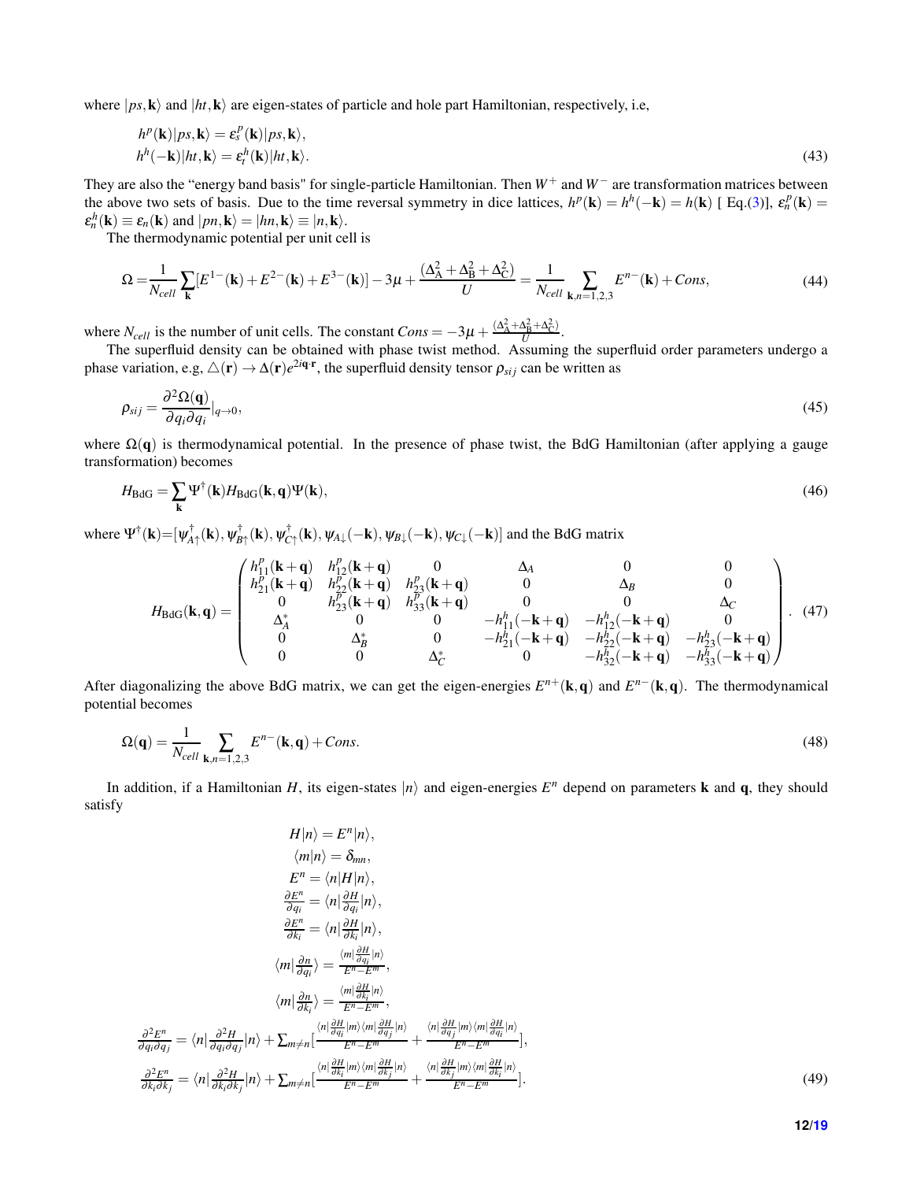where $|ps,\mathbf{k}\rangle$ and $|ht,\mathbf{k}\rangle$ are eigen-states of particle and hole part Hamiltonian, respectively, i.e,

$$
\begin{aligned}
&h^p(\mathbf{k})|ps,\mathbf{k}\rangle = \varepsilon_s^p(\mathbf{k})|ps,\mathbf{k}\rangle,\\
&h^h(-\mathbf{k})|ht,\mathbf{k}\rangle = \varepsilon_t^h(\mathbf{k})|ht,\mathbf{k}\rangle.
\end{aligned}
\tag{43}
$$

They are also the "energy band basis" for single-particle Hamiltonian. Then $W^+$ and $W^-$ are transformation matrices between the above two sets of basis. Due to the time reversal symmetry in dice lattices, $h^p(\mathbf{k}) = h^h(-\mathbf{k}) = h(\mathbf{k})$ [ Eq.(3)], $\varepsilon_n^p(\mathbf{k}) = \varepsilon_n^h(\mathbf{k}) \equiv \varepsilon_n(\mathbf{k})$ and $|pn,\mathbf{k}\rangle = |hn,\mathbf{k}\rangle \equiv |n,\mathbf{k}\rangle$.

The thermodynamic potential per unit cell is

$$
\Omega = \frac{1}{N_{cell}}\sum_{\mathbf{k}}[E^{1-}(\mathbf{k}) + E^{2-}(\mathbf{k}) + E^{3-}(\mathbf{k})] - 3\mu + \frac{(\Delta_A^2+\Delta_B^2+\Delta_C^2)}{U} = \frac{1}{N_{cell}}\sum_{\mathbf{k},n=1,2,3} E^{n-}(\mathbf{k}) + Cons,
\tag{44}
$$

where $N_{cell}$ is the number of unit cells. The constant $Cons = -3\mu + \frac{(\Delta_A^2+\Delta_B^2+\Delta_C^2)}{U}$.

The superfluid density can be obtained with phase twist method. Assuming the superfluid order parameters undergo a phase variation, e.g, $\triangle(\mathbf{r}) \to \Delta(\mathbf{r})e^{2i\mathbf{q}\cdot\mathbf{r}}$, the superfluid density tensor $\rho_{sij}$ can be written as

$$
\rho_{sij} = \frac{\partial^2\Omega(\mathbf{q})}{\partial q_i \partial q_i}|_{q\to 0},
\tag{45}
$$

where $\Omega(\mathbf{q})$ is thermodynamical potential. In the presence of phase twist, the BdG Hamiltonian (after applying a gauge transformation) becomes

$$
H_{\text{BdG}} = \sum_{\mathbf{k}} \Psi^\dagger(\mathbf{k}) H_{\text{BdG}}(\mathbf{k},\mathbf{q})\Psi(\mathbf{k}),
\tag{46}
$$

where $\Psi^\dagger(\mathbf{k})$=$[\psi_{A\uparrow}^\dagger(\mathbf{k}), \psi_{B\uparrow}^\dagger(\mathbf{k}), \psi_{C\uparrow}^\dagger(\mathbf{k}), \psi_{A\downarrow}(-\mathbf{k}), \psi_{B\downarrow}(-\mathbf{k}), \psi_{C\downarrow}(-\mathbf{k})]$ and the BdG matrix

$$
H_{\text{BdG}}(\mathbf{k},\mathbf{q}) = \begin{pmatrix}
h_{11}^p(\mathbf{k}+\mathbf{q}) & h_{12}^p(\mathbf{k}+\mathbf{q}) & 0 & \Delta_A & 0 & 0\\
h_{21}^p(\mathbf{k}+\mathbf{q}) & h_{22}^p(\mathbf{k}+\mathbf{q}) & h_{23}^p(\mathbf{k}+\mathbf{q}) & 0 & \Delta_B & 0\\
0 & h_{23}^p(\mathbf{k}+\mathbf{q}) & h_{33}^p(\mathbf{k}+\mathbf{q}) & 0 & 0 & \Delta_C\\
\Delta_A^* & 0 & 0 & -h_{11}^h(-\mathbf{k}+\mathbf{q}) & -h_{12}^h(-\mathbf{k}+\mathbf{q}) & 0\\
0 & \Delta_B^* & 0 & -h_{21}^h(-\mathbf{k}+\mathbf{q}) & -h_{22}^h(-\mathbf{k}+\mathbf{q}) & -h_{23}^h(-\mathbf{k}+\mathbf{q})\\
0 & 0 & \Delta_C^* & 0 & -h_{32}^h(-\mathbf{k}+\mathbf{q}) & -h_{33}^h(-\mathbf{k}+\mathbf{q})
\end{pmatrix}.
\tag{47}
$$

After diagonalizing the above BdG matrix, we can get the eigen-energies $E^{n+}(\mathbf{k},\mathbf{q})$ and $E^{n-}(\mathbf{k},\mathbf{q})$. The thermodynamical potential becomes

$$
\Omega(\mathbf{q}) = \frac{1}{N_{cell}}\sum_{\mathbf{k},n=1,2,3} E^{n-}(\mathbf{k},\mathbf{q}) + Cons.
\tag{48}
$$

In addition, if a Hamiltonian $H$, its eigen-states $|n\rangle$ and eigen-energies $E^n$ depend on parameters $\mathbf{k}$ and $\mathbf{q}$, they should satisfy

$$
\begin{aligned}
H|n\rangle &= E^n|n\rangle,\\
\langle m|n\rangle &= \delta_{mn},\\
E^n &= \langle n|H|n\rangle,\\
\tfrac{\partial E^n}{\partial q_i} &= \langle n|\tfrac{\partial H}{\partial q_i}|n\rangle,\\
\tfrac{\partial E^n}{\partial k_i} &= \langle n|\tfrac{\partial H}{\partial k_i}|n\rangle,\\
\langle m|\tfrac{\partial n}{\partial q_i}\rangle &= \tfrac{\langle m|\frac{\partial H}{\partial q_i}|n\rangle}{E^n - E^m},\\
\langle m|\tfrac{\partial n}{\partial k_i}\rangle &= \tfrac{\langle m|\frac{\partial H}{\partial k_i}|n\rangle}{E^n - E^m},\\
\tfrac{\partial^2 E^n}{\partial q_i \partial q_j} &= \langle n|\tfrac{\partial^2 H}{\partial q_i \partial q_j}|n\rangle + \textstyle\sum_{m\neq n}\left[\tfrac{\langle n|\frac{\partial H}{\partial q_i}|m\rangle\langle m|\frac{\partial H}{\partial q_j}|n\rangle}{E^n - E^m} + \tfrac{\langle n|\frac{\partial H}{\partial q_j}|m\rangle\langle m|\frac{\partial H}{\partial q_i}|n\rangle}{E^n - E^m}\right],\\
\tfrac{\partial^2 E^n}{\partial k_i \partial k_j} &= \langle n|\tfrac{\partial^2 H}{\partial k_i \partial k_j}|n\rangle + \textstyle\sum_{m\neq n}\left[\tfrac{\langle n|\frac{\partial H}{\partial k_i}|m\rangle\langle m|\frac{\partial H}{\partial k_j}|n\rangle}{E^n - E^m} + \tfrac{\langle n|\frac{\partial H}{\partial k_j}|m\rangle\langle m|\frac{\partial H}{\partial k_i}|n\rangle}{E^n - E^m}\right].
\end{aligned}
\tag{49}
$$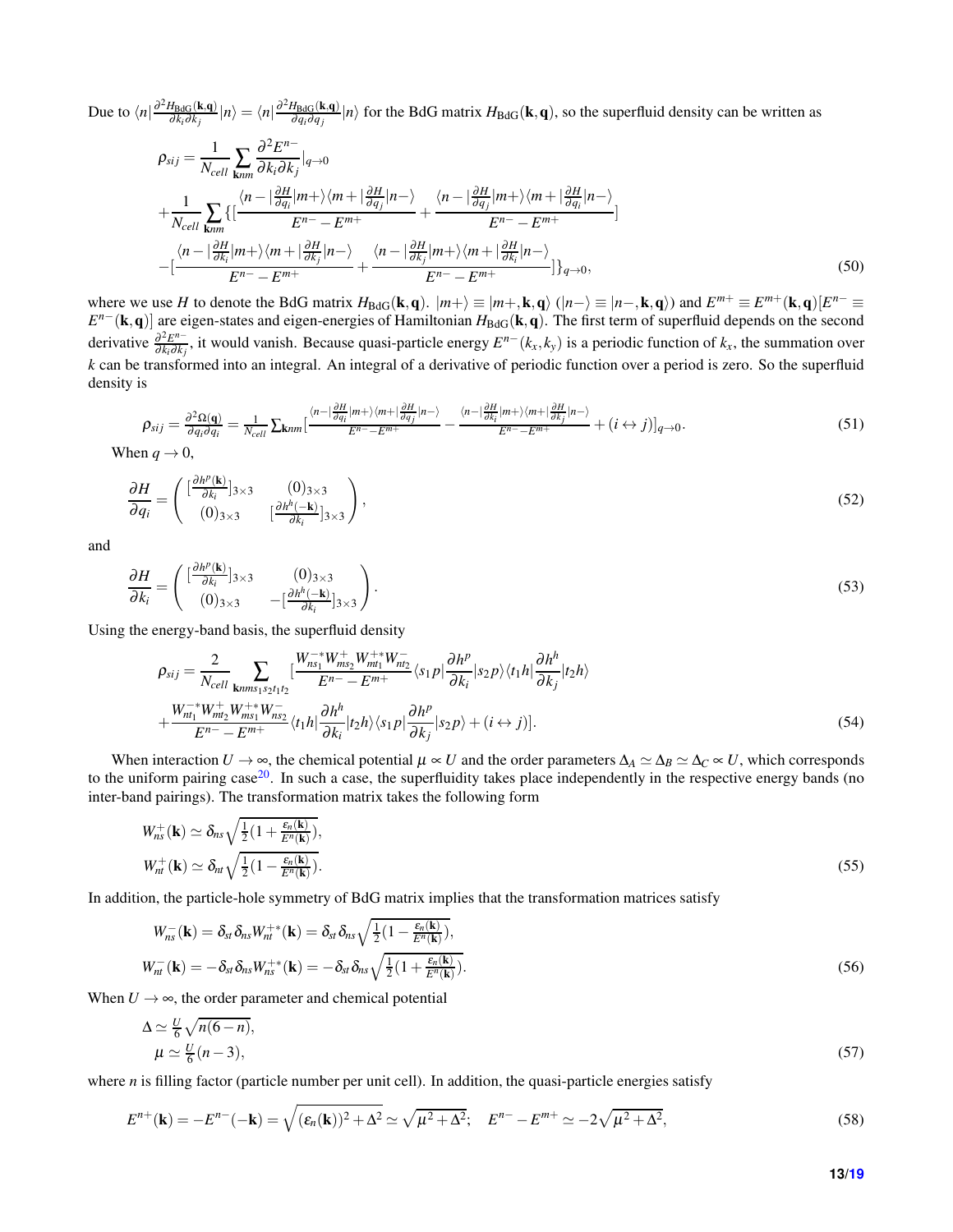Due to $\langle n|\frac{\partial^2 H_{\rm BdG}(\mathbf{k},\mathbf{q})}{\partial k_i \partial k_j}|n\rangle = \langle n|\frac{\partial^2 H_{\rm BdG}(\mathbf{k},\mathbf{q})}{\partial q_i \partial q_j}|n\rangle$ for the BdG matrix $H_{\rm BdG}(\mathbf{k},\mathbf{q})$, so the superfluid density can be written as

$$
\begin{aligned}
\rho_{sij} &= \frac{1}{N_{cell}}\sum_{\mathbf{k}nm}\frac{\partial^2 E^{n-}}{\partial k_i \partial k_j}|_{q\to 0} \\
&+\frac{1}{N_{cell}}\sum_{\mathbf{k}nm}\{[\frac{\langle n-|\frac{\partial H}{\partial q_i}|m+\rangle\langle m+|\frac{\partial H}{\partial q_j}|n-\rangle}{E^{n-}-E^{m+}}+\frac{\langle n-|\frac{\partial H}{\partial q_j}|m+\rangle\langle m+|\frac{\partial H}{\partial q_i}|n-\rangle}{E^{n-}-E^{m+}}] \\
&-[\frac{\langle n-|\frac{\partial H}{\partial k_i}|m+\rangle\langle m+|\frac{\partial H}{\partial k_j}|n-\rangle}{E^{n-}-E^{m+}}+\frac{\langle n-|\frac{\partial H}{\partial k_j}|m+\rangle\langle m+|\frac{\partial H}{\partial k_i}|n-\rangle}{E^{n-}-E^{m+}}]\}_{q\to 0},
\end{aligned}
\tag{50}
$$

where we use $H$ to denote the BdG matrix $H_{\rm BdG}(\mathbf{k},\mathbf{q})$. $|m+\rangle \equiv |m+,\mathbf{k},\mathbf{q}\rangle$ ($|n-\rangle \equiv |n-,\mathbf{k},\mathbf{q}\rangle$) and $E^{m+}\equiv E^{m+}(\mathbf{k},\mathbf{q})[E^{n-}\equiv E^{n-}(\mathbf{k},\mathbf{q})]$ are eigen-states and eigen-energies of Hamiltonian $H_{\rm BdG}(\mathbf{k},\mathbf{q})$. The first term of superfluid depends on the second derivative $\frac{\partial^2 E^{n-}}{\partial k_i \partial k_j}$, it would vanish. Because quasi-particle energy $E^{n-}(k_x,k_y)$ is a periodic function of $k_x$, the summation over $k$ can be transformed into an integral. An integral of a derivative of periodic function over a period is zero. So the superfluid density is

$$
\rho_{sij} = \frac{\partial^2\Omega(\mathbf{q})}{\partial q_i \partial q_i} = \frac{1}{N_{cell}}\sum_{\mathbf{k}nm}[\frac{\langle n-|\frac{\partial H}{\partial q_i}|m+\rangle\langle m+|\frac{\partial H}{\partial q_j}|n-\rangle}{E^{n-}-E^{m+}}-\frac{\langle n-|\frac{\partial H}{\partial k_i}|m+\rangle\langle m+|\frac{\partial H}{\partial k_j}|n-\rangle}{E^{n-}-E^{m+}}+(i\leftrightarrow j)]_{q\to 0}.
\tag{51}
$$

When $q\to 0$,

$$
\frac{\partial H}{\partial q_i} = \begin{pmatrix} [\frac{\partial h^p(\mathbf{k})}{\partial k_i}]_{3\times 3} & (0)_{3\times 3} \\ (0)_{3\times 3} & [\frac{\partial h^h(-\mathbf{k})}{\partial k_i}]_{3\times 3}\end{pmatrix},
\tag{52}
$$

and

$$
\frac{\partial H}{\partial k_i} = \begin{pmatrix} [\frac{\partial h^p(\mathbf{k})}{\partial k_i}]_{3\times 3} & (0)_{3\times 3} \\ (0)_{3\times 3} & -[\frac{\partial h^h(-\mathbf{k})}{\partial k_i}]_{3\times 3}\end{pmatrix}.
\tag{53}
$$

Using the energy-band basis, the superfluid density

$$
\begin{aligned}
\rho_{sij} &= \frac{2}{N_{cell}}\sum_{\mathbf{k}nms_1s_2t_1t_2}[\frac{W^{-*}_{ns_1}W^{+}_{ms_2}W^{+*}_{mt_1}W^{-}_{nt_2}}{E^{n-}-E^{m+}}\langle s_1p|\frac{\partial h^p}{\partial k_i}|s_2p\rangle\langle t_1h|\frac{\partial h^h}{\partial k_j}|t_2h\rangle \\
&+\frac{W^{-*}_{nt_1}W^{+}_{mt_2}W^{+*}_{ms_1}W^{-}_{ns_2}}{E^{n-}-E^{m+}}\langle t_1h|\frac{\partial h^h}{\partial k_i}|t_2h\rangle\langle s_1p|\frac{\partial h^p}{\partial k_j}|s_2p\rangle+(i\leftrightarrow j)].
\end{aligned}
\tag{54}
$$

When interaction $U\to\infty$, the chemical potential $\mu\propto U$ and the order parameters $\Delta_A\simeq\Delta_B\simeq\Delta_C\propto U$, which corresponds to the uniform pairing case[20]. In such a case, the superfluidity takes place independently in the respective energy bands (no inter-band pairings). The transformation matrix takes the following form

$$
\begin{aligned}
W^{+}_{ns}(\mathbf{k}) &\simeq \delta_{ns}\sqrt{\tfrac{1}{2}(1+\tfrac{\varepsilon_n(\mathbf{k})}{E^n(\mathbf{k})})}, \\
W^{+}_{nt}(\mathbf{k}) &\simeq \delta_{nt}\sqrt{\tfrac{1}{2}(1-\tfrac{\varepsilon_n(\mathbf{k})}{E^n(\mathbf{k})})}.
\end{aligned}
\tag{55}
$$

In addition, the particle-hole symmetry of BdG matrix implies that the transformation matrices satisfy

$$
\begin{aligned}
W^{-}_{ns}(\mathbf{k}) &= \delta_{st}\delta_{ns}W^{+*}_{nt}(\mathbf{k}) = \delta_{st}\delta_{ns}\sqrt{\tfrac{1}{2}(1-\tfrac{\varepsilon_n(\mathbf{k})}{E^n(\mathbf{k})})}, \\
W^{-}_{nt}(\mathbf{k}) &= -\delta_{st}\delta_{ns}W^{+*}_{ns}(\mathbf{k}) = -\delta_{st}\delta_{ns}\sqrt{\tfrac{1}{2}(1+\tfrac{\varepsilon_n(\mathbf{k})}{E^n(\mathbf{k})})}.
\end{aligned}
\tag{56}
$$

When $U\to\infty$, the order parameter and chemical potential

$$
\begin{aligned}
\Delta &\simeq \tfrac{U}{6}\sqrt{n(6-n)}, \\
\mu &\simeq \tfrac{U}{6}(n-3),
\end{aligned}
\tag{57}
$$

where $n$ is filling factor (particle number per unit cell). In addition, the quasi-particle energies satisfy

$$
E^{n+}(\mathbf{k}) = -E^{n-}(-\mathbf{k}) = \sqrt{(\varepsilon_n(\mathbf{k}))^2+\Delta^2} \simeq \sqrt{\mu^2+\Delta^2}; \quad E^{n-}-E^{m+} \simeq -2\sqrt{\mu^2+\Delta^2},
\tag{58}
$$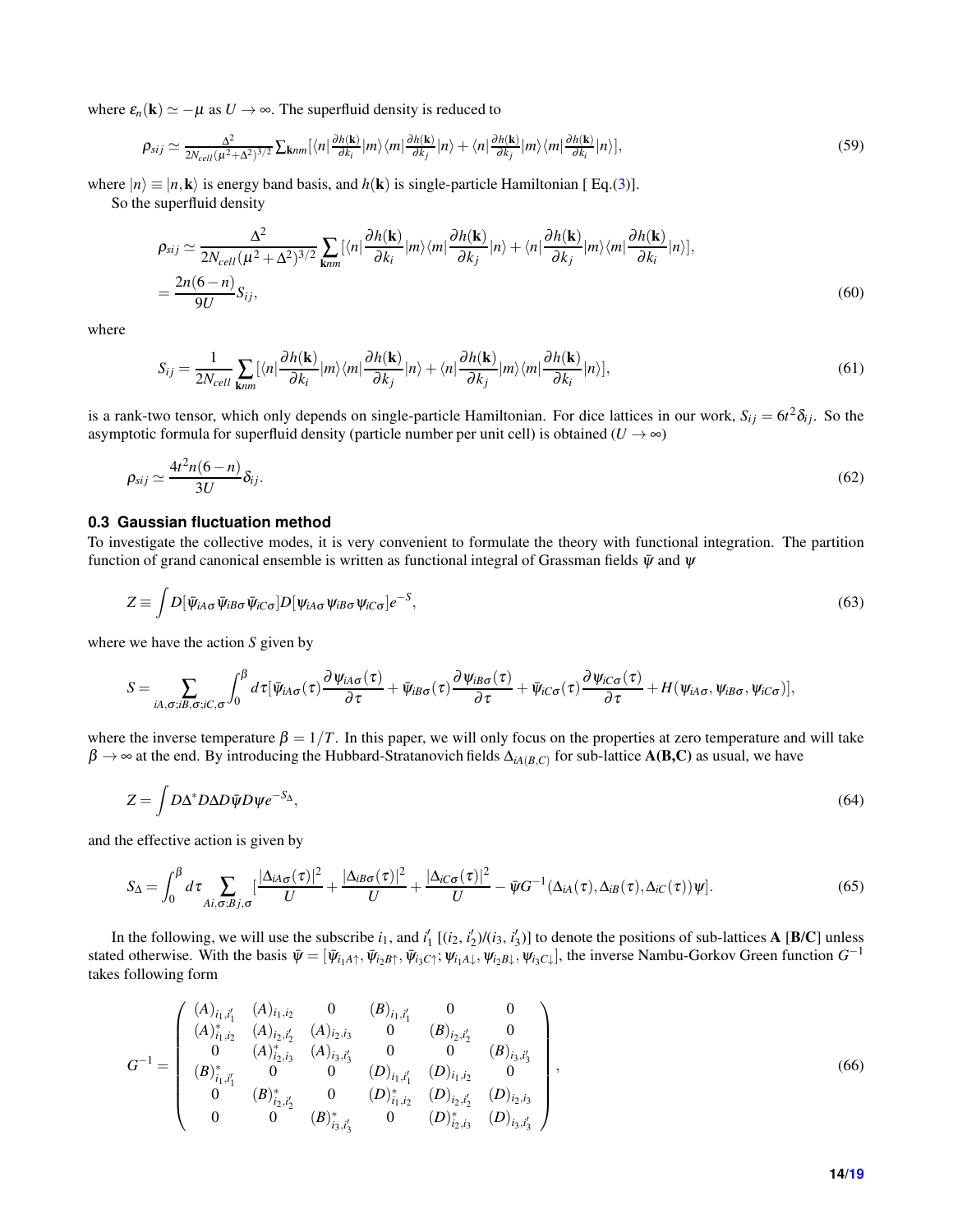where $\varepsilon_n(\mathbf{k}) \simeq -\mu$ as $U \to \infty$. The superfluid density is reduced to

$$\rho_{sij} \simeq \frac{\Delta^2}{2N_{cell}(\mu^2+\Delta^2)^{3/2}} \sum_{\mathbf{k}nm} [\langle n|\frac{\partial h(\mathbf{k})}{\partial k_i}|m\rangle\langle m|\frac{\partial h(\mathbf{k})}{\partial k_j}|n\rangle + \langle n|\frac{\partial h(\mathbf{k})}{\partial k_j}|m\rangle\langle m|\frac{\partial h(\mathbf{k})}{\partial k_i}|n\rangle], \tag{59}$$

where $|n\rangle \equiv |n,\mathbf{k}\rangle$ is energy band basis, and $h(\mathbf{k})$ is single-particle Hamiltonian [ Eq.(3)].

So the superfluid density

$$\begin{aligned}
\rho_{sij} &\simeq \frac{\Delta^2}{2N_{cell}(\mu^2+\Delta^2)^{3/2}} \sum_{\mathbf{k}nm} [\langle n|\frac{\partial h(\mathbf{k})}{\partial k_i}|m\rangle\langle m|\frac{\partial h(\mathbf{k})}{\partial k_j}|n\rangle + \langle n|\frac{\partial h(\mathbf{k})}{\partial k_j}|m\rangle\langle m|\frac{\partial h(\mathbf{k})}{\partial k_i}|n\rangle], \\
&= \frac{2n(6-n)}{9U} S_{ij},
\end{aligned} \tag{60}$$

where

$$S_{ij} = \frac{1}{2N_{cell}} \sum_{\mathbf{k}nm} [\langle n|\frac{\partial h(\mathbf{k})}{\partial k_i}|m\rangle\langle m|\frac{\partial h(\mathbf{k})}{\partial k_j}|n\rangle + \langle n|\frac{\partial h(\mathbf{k})}{\partial k_j}|m\rangle\langle m|\frac{\partial h(\mathbf{k})}{\partial k_i}|n\rangle], \tag{61}$$

is a rank-two tensor, which only depends on single-particle Hamiltonian. For dice lattices in our work, $S_{ij} = 6t^2\delta_{ij}$. So the asymptotic formula for superfluid density (particle number per unit cell) is obtained ($U \to \infty$)

$$\rho_{sij} \simeq \frac{4t^2 n(6-n)}{3U}\delta_{ij}. \tag{62}$$

### 0.3 Gaussian fluctuation method

To investigate the collective modes, it is very convenient to formulate the theory with functional integration. The partition function of grand canonical ensemble is written as functional integral of Grassman fields $\bar{\psi}$ and $\psi$

$$Z \equiv \int D[\bar{\psi}_{iA\sigma}\bar{\psi}_{iB\sigma}\bar{\psi}_{iC\sigma}] D[\psi_{iA\sigma}\psi_{iB\sigma}\psi_{iC\sigma}] e^{-S}, \tag{63}$$

where we have the action $S$ given by

$$S = \sum_{iA,\sigma;iB,\sigma;iC,\sigma} \int_0^\beta d\tau [\bar{\psi}_{iA\sigma}(\tau)\frac{\partial \psi_{iA\sigma}(\tau)}{\partial \tau} + \bar{\psi}_{iB\sigma}(\tau)\frac{\partial \psi_{iB\sigma}(\tau)}{\partial \tau} + \bar{\psi}_{iC\sigma}(\tau)\frac{\partial \psi_{iC\sigma}(\tau)}{\partial \tau} + H(\psi_{iA\sigma},\psi_{iB\sigma},\psi_{iC\sigma})],$$

where the inverse temperature $\beta = 1/T$. In this paper, we will only focus on the properties at zero temperature and will take $\beta \to \infty$ at the end. By introducing the Hubbard-Stratanovich fields $\Delta_{iA(B,C)}$ for sub-lattice **A(B,C)** as usual, we have

$$Z = \int D\Delta^* D\Delta D\bar{\psi} D\psi e^{-S_\Delta}, \tag{64}$$

and the effective action is given by

$$S_\Delta = \int_0^\beta d\tau \sum_{Ai,\sigma;Bj,\sigma} [\frac{|\Delta_{iA\sigma}(\tau)|^2}{U} + \frac{|\Delta_{iB\sigma}(\tau)|^2}{U} + \frac{|\Delta_{iC\sigma}(\tau)|^2}{U} - \bar{\psi} G^{-1}(\Delta_{iA}(\tau),\Delta_{iB}(\tau),\Delta_{iC}(\tau))\psi]. \tag{65}$$

In the following, we will use the subscribe $i_1$, and $i_1'$ [$(i_2, i_2')$/$(i_3, i_3')$] to denote the positions of sub-lattices **A** [**B/C**] unless stated otherwise. With the basis $\bar{\psi} = [\bar{\psi}_{i_1A\uparrow}, \bar{\psi}_{i_2B\uparrow}, \bar{\psi}_{i_3C\uparrow}; \psi_{i_1A\downarrow}, \psi_{i_2B\downarrow}, \psi_{i_3C\downarrow}]$, the inverse Nambu-Gorkov Green function $G^{-1}$ takes following form

$$G^{-1} = \begin{pmatrix}
(A)_{i_1,i_1'} & (A)_{i_1,i_2} & 0 & (B)_{i_1,i_1'} & 0 & 0 \\
(A)^*_{i_1,i_2} & (A)_{i_2,i_2'} & (A)_{i_2,i_3} & 0 & (B)_{i_2,i_2'} & 0 \\
0 & (A)^*_{i_2,i_3} & (A)_{i_3,i_3'} & 0 & 0 & (B)_{i_3,i_3'} \\
(B)^*_{i_1,i_1'} & 0 & 0 & (D)_{i_1,i_1'} & (D)_{i_1,i_2} & 0 \\
0 & (B)^*_{i_2,i_2'} & 0 & (D)^*_{i_1,i_2} & (D)_{i_2,i_2'} & (D)_{i_2,i_3} \\
0 & 0 & (B)^*_{i_3,i_3'} & 0 & (D)^*_{i_2,i_3} & (D)_{i_3,i_3'}
\end{pmatrix}, \tag{66}$$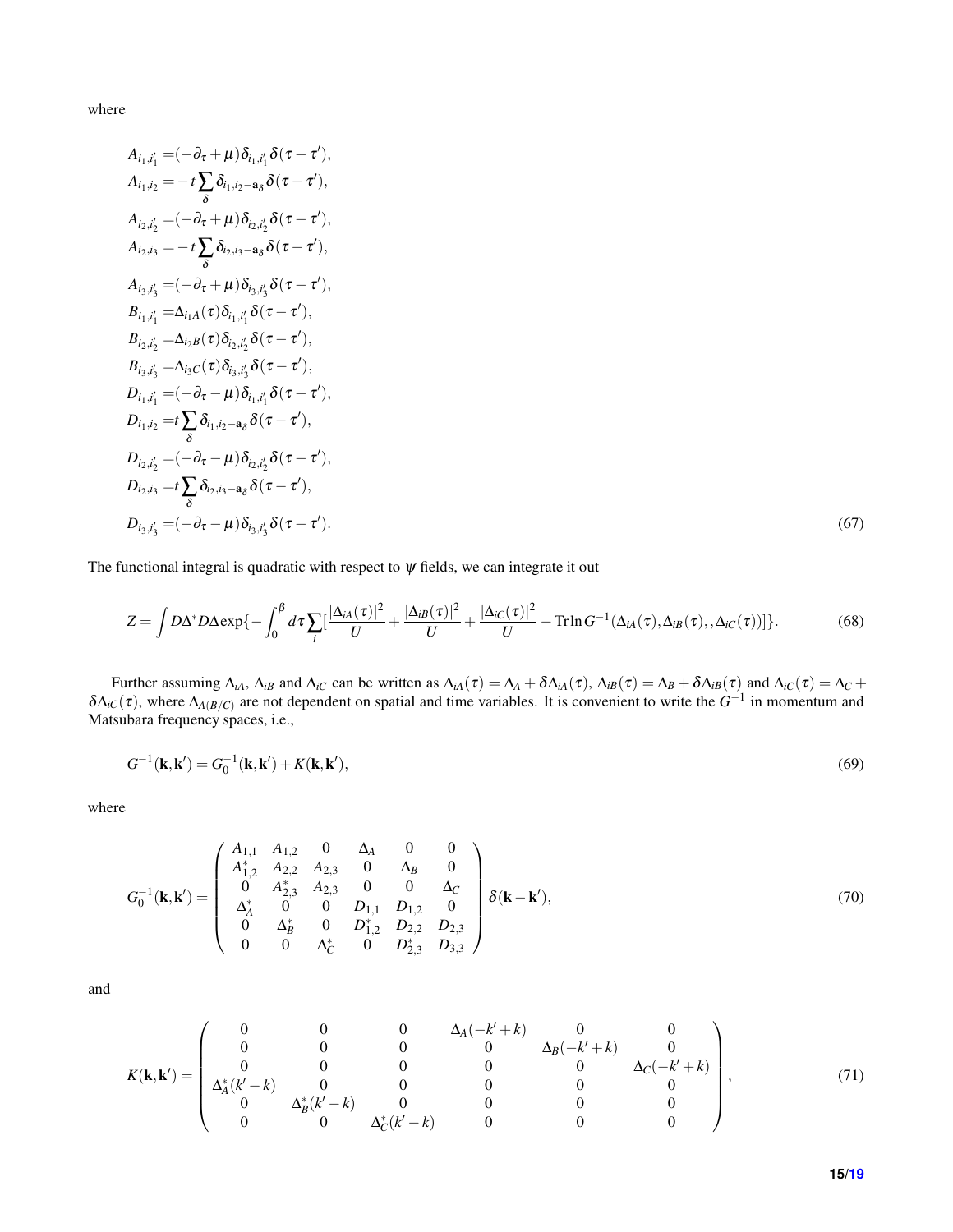where

$$
\begin{aligned}
A_{i_1,i_1'} =&(-\partial_\tau+\mu)\delta_{i_1,i_1'}\delta(\tau-\tau'),\\
A_{i_1,i_2} =&-t\sum_{\delta}\delta_{i_1,i_2-\mathbf{a}_\delta}\delta(\tau-\tau'),\\
A_{i_2,i_2'} =&(-\partial_\tau+\mu)\delta_{i_2,i_2'}\delta(\tau-\tau'),\\
A_{i_2,i_3} =&-t\sum_{\delta}\delta_{i_2,i_3-\mathbf{a}_\delta}\delta(\tau-\tau'),\\
A_{i_3,i_3'} =&(-\partial_\tau+\mu)\delta_{i_3,i_3'}\delta(\tau-\tau'),\\
B_{i_1,i_1'} =&\Delta_{i_1A}(\tau)\delta_{i_1,i_1'}\delta(\tau-\tau'),\\
B_{i_2,i_2'} =&\Delta_{i_2B}(\tau)\delta_{i_2,i_2'}\delta(\tau-\tau'),\\
B_{i_3,i_3'} =&\Delta_{i_3C}(\tau)\delta_{i_3,i_3'}\delta(\tau-\tau'),\\
D_{i_1,i_1'} =&(-\partial_\tau-\mu)\delta_{i_1,i_1'}\delta(\tau-\tau'),\\
D_{i_1,i_2} =&t\sum_{\delta}\delta_{i_1,i_2-\mathbf{a}_\delta}\delta(\tau-\tau'),\\
D_{i_2,i_2'} =&(-\partial_\tau-\mu)\delta_{i_2,i_2'}\delta(\tau-\tau'),\\
D_{i_2,i_3} =&t\sum_{\delta}\delta_{i_2,i_3-\mathbf{a}_\delta}\delta(\tau-\tau'),\\
D_{i_3,i_3'} =&(-\partial_\tau-\mu)\delta_{i_3,i_3'}\delta(\tau-\tau').
\end{aligned}
\tag{67}
$$

The functional integral is quadratic with respect to $\psi$ fields, we can integrate it out

$$
Z=\int D\Delta^* D\Delta \exp\{-\int_0^\beta d\tau\sum_i[\frac{|\Delta_{iA}(\tau)|^2}{U}+\frac{|\Delta_{iB}(\tau)|^2}{U}+\frac{|\Delta_{iC}(\tau)|^2}{U}-\mathrm{Tr}\ln G^{-1}(\Delta_{iA}(\tau),\Delta_{iB}(\tau),,\Delta_{iC}(\tau))]\}. \tag{68}
$$

Further assuming $\Delta_{iA}$, $\Delta_{iB}$ and $\Delta_{iC}$ can be written as $\Delta_{iA}(\tau)=\Delta_A+\delta\Delta_{iA}(\tau)$, $\Delta_{iB}(\tau)=\Delta_B+\delta\Delta_{iB}(\tau)$ and $\Delta_{iC}(\tau)=\Delta_C+\delta\Delta_{iC}(\tau)$, where $\Delta_{A(B/C)}$ are not dependent on spatial and time variables. It is convenient to write the $G^{-1}$ in momentum and Matsubara frequency spaces, i.e.,

$$
G^{-1}(\mathbf{k},\mathbf{k}')=G_0^{-1}(\mathbf{k},\mathbf{k}')+K(\mathbf{k},\mathbf{k}'), \tag{69}
$$

where

$$
G_0^{-1}(\mathbf{k},\mathbf{k}')=\begin{pmatrix}
A_{1,1} & A_{1,2} & 0 & \Delta_A & 0 & 0\\
A_{1,2}^* & A_{2,2} & A_{2,3} & 0 & \Delta_B & 0\\
0 & A_{2,3}^* & A_{2,3} & 0 & 0 & \Delta_C\\
\Delta_A^* & 0 & 0 & D_{1,1} & D_{1,2} & 0\\
0 & \Delta_B^* & 0 & D_{1,2}^* & D_{2,2} & D_{2,3}\\
0 & 0 & \Delta_C^* & 0 & D_{2,3}^* & D_{3,3}
\end{pmatrix}\delta(\mathbf{k}-\mathbf{k}'), \tag{70}
$$

and

$$
K(\mathbf{k},\mathbf{k}')=\begin{pmatrix}
0 & 0 & 0 & \Delta_A(-k'+k) & 0 & 0\\
0 & 0 & 0 & 0 & \Delta_B(-k'+k) & 0\\
0 & 0 & 0 & 0 & 0 & \Delta_C(-k'+k)\\
\Delta_A^*(k'-k) & 0 & 0 & 0 & 0 & 0\\
0 & \Delta_B^*(k'-k) & 0 & 0 & 0 & 0\\
0 & 0 & \Delta_C^*(k'-k) & 0 & 0 & 0
\end{pmatrix}, \tag{71}
$$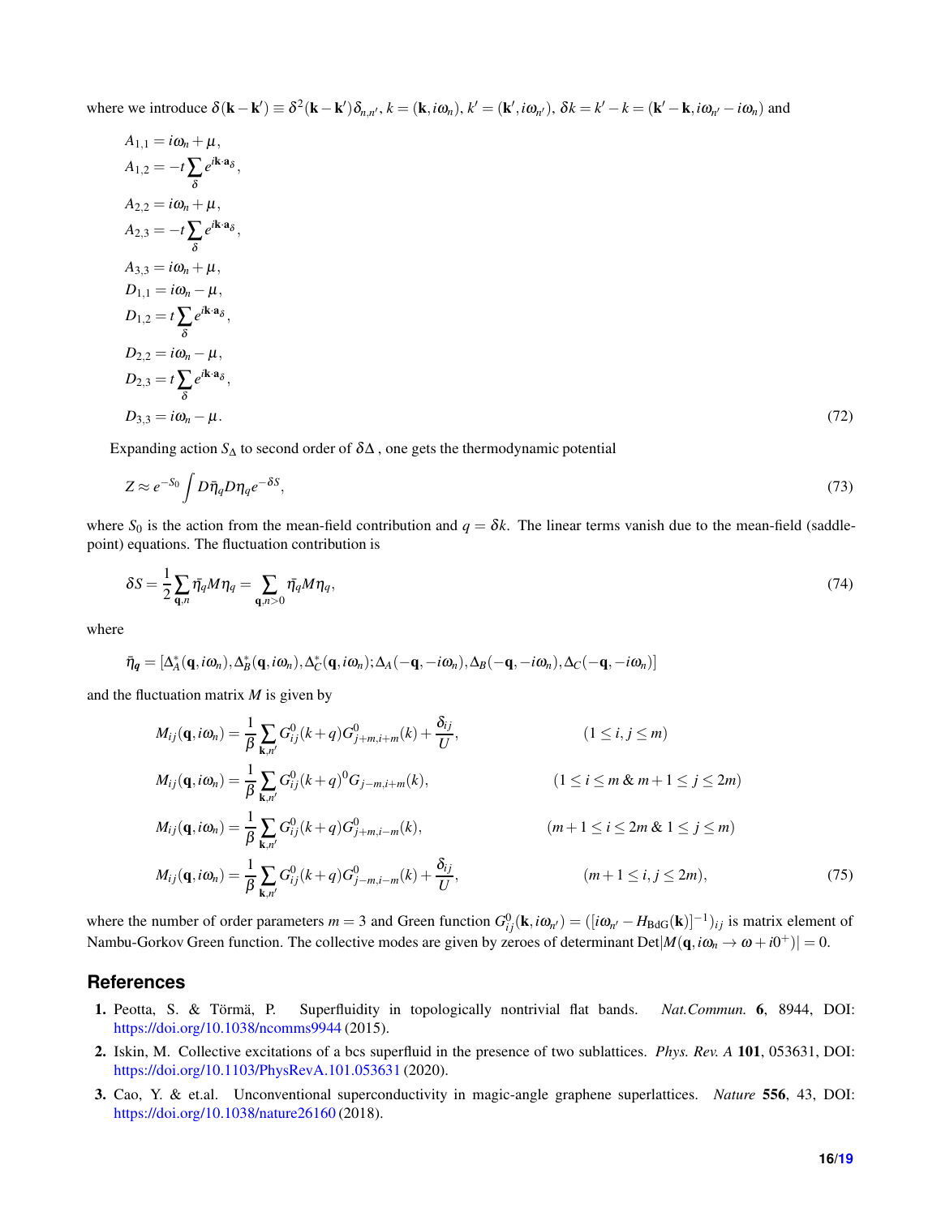where we introduce $\delta(\mathbf{k}-\mathbf{k}') \equiv \delta^2(\mathbf{k}-\mathbf{k}')\delta_{n,n'}$, $k=(\mathbf{k},i\omega_n)$, $k'=(\mathbf{k}',i\omega_{n'})$, $\delta k = k'-k = (\mathbf{k}'-\mathbf{k}, i\omega_{n'}-i\omega_n)$ and

$$
\begin{aligned}
&A_{1,1} = i\omega_n + \mu, \\
&A_{1,2} = -t\sum_{\delta} e^{i\mathbf{k}\cdot\mathbf{a}_\delta}, \\
&A_{2,2} = i\omega_n + \mu, \\
&A_{2,3} = -t\sum_{\delta} e^{i\mathbf{k}\cdot\mathbf{a}_\delta}, \\
&A_{3,3} = i\omega_n + \mu, \\
&D_{1,1} = i\omega_n - \mu, \\
&D_{1,2} = t\sum_{\delta} e^{i\mathbf{k}\cdot\mathbf{a}_\delta}, \\
&D_{2,2} = i\omega_n - \mu, \\
&D_{2,3} = t\sum_{\delta} e^{i\mathbf{k}\cdot\mathbf{a}_\delta}, \\
&D_{3,3} = i\omega_n - \mu.
\end{aligned} \tag{72}
$$

Expanding action $S_\Delta$ to second order of $\delta\Delta$ , one gets the thermodynamic potential

$$
Z \approx e^{-S_0}\int D\bar{\eta}_q D\eta_q e^{-\delta S}, \tag{73}
$$

where $S_0$ is the action from the mean-field contribution and $q = \delta k$. The linear terms vanish due to the mean-field (saddle-point) equations. The fluctuation contribution is

$$
\delta S = \frac{1}{2}\sum_{\mathbf{q},n} \bar{\eta}_q M \eta_q = \sum_{\mathbf{q},n>0} \bar{\eta}_q M \eta_q, \tag{74}
$$

where

$$
\bar{\eta}_{\boldsymbol{q}} = [\Delta_A^*(\mathbf{q},i\omega_n), \Delta_B^*(\mathbf{q},i\omega_n), \Delta_C^*(\mathbf{q},i\omega_n); \Delta_A(-\mathbf{q},-i\omega_n), \Delta_B(-\mathbf{q},-i\omega_n), \Delta_C(-\mathbf{q},-i\omega_n)]
$$

and the fluctuation matrix $M$ is given by

$$
\begin{aligned}
M_{ij}(\mathbf{q},i\omega_n) &= \frac{1}{\beta}\sum_{\mathbf{k},n'} G^0_{ij}(k+q)G^0_{j+m,i+m}(k) + \frac{\delta_{ij}}{U}, && (1 \le i,j \le m) \\
M_{ij}(\mathbf{q},i\omega_n) &= \frac{1}{\beta}\sum_{\mathbf{k},n'} G^0_{ij}(k+q)^0 G_{j-m,i+m}(k), && (1 \le i \le m \;\&\; m+1 \le j \le 2m) \\
M_{ij}(\mathbf{q},i\omega_n) &= \frac{1}{\beta}\sum_{\mathbf{k},n'} G^0_{ij}(k+q)G^0_{j+m,i-m}(k), && (m+1 \le i \le 2m \;\&\; 1 \le j \le m) \\
M_{ij}(\mathbf{q},i\omega_n) &= \frac{1}{\beta}\sum_{\mathbf{k},n'} G^0_{ij}(k+q)G^0_{j-m,i-m}(k) + \frac{\delta_{ij}}{U}, && (m+1 \le i,j \le 2m),
\end{aligned} \tag{75}
$$

where the number of order parameters $m = 3$ and Green function $G^0_{ij}(\mathbf{k},i\omega_{n'}) = ([i\omega_{n'} - H_{\text{BdG}}(\mathbf{k})]^{-1})_{ij}$ is matrix element of Nambu-Gorkov Green function. The collective modes are given by zeroes of determinant $\text{Det}|M(\mathbf{q}, i\omega_n \to \omega + i0^+)| = 0$.

## References

1. Peotta, S. & Törmä, P. Superfluidity in topologically nontrivial flat bands. *Nat.Commun.* **6**, 8944, DOI: https://doi.org/10.1038/ncomms9944 (2015).
2. Iskin, M. Collective excitations of a bcs superfluid in the presence of two sublattices. *Phys. Rev. A* **101**, 053631, DOI: https://doi.org/10.1103/PhysRevA.101.053631 (2020).
3. Cao, Y. & et.al. Unconventional superconductivity in magic-angle graphene superlattices. *Nature* **556**, 43, DOI: https://doi.org/10.1038/nature26160 (2018).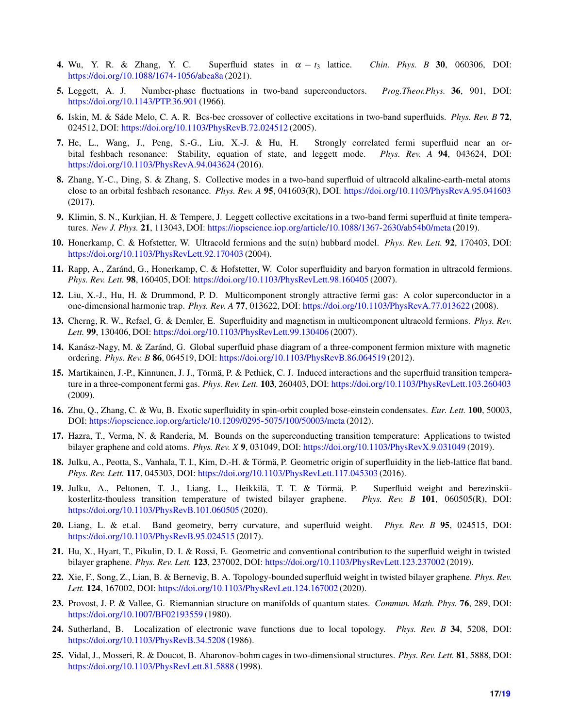4. Wu, Y. R. & Zhang, Y. C. Superfluid states in $\alpha - t_3$ lattice. *Chin. Phys. B* **30**, 060306, DOI: https://doi.org/10.1088/1674-1056/abea8a (2021).
5. Leggett, A. J. Number-phase fluctuations in two-band superconductors. *Prog.Theor.Phys.* **36**, 901, DOI: https://doi.org/10.1143/PTP.36.901 (1966).
6. Iskin, M. & Sáde Melo, C. A. R. Bcs-bec crossover of collective excitations in two-band superfluids. *Phys. Rev. B* **72**, 024512, DOI: https://doi.org/10.1103/PhysRevB.72.024512 (2005).
7. He, L., Wang, J., Peng, S.-G., Liu, X.-J. & Hu, H. Strongly correlated fermi superfluid near an orbital feshbach resonance: Stability, equation of state, and leggett mode. *Phys. Rev. A* **94**, 043624, DOI: https://doi.org/10.1103/PhysRevA.94.043624 (2016).
8. Zhang, Y.-C., Ding, S. & Zhang, S. Collective modes in a two-band superfluid of ultracold alkaline-earth-metal atoms close to an orbital feshbach resonance. *Phys. Rev. A* **95**, 041603(R), DOI: https://doi.org/10.1103/PhysRevA.95.041603 (2017).
9. Klimin, S. N., Kurkjian, H. & Tempere, J. Leggett collective excitations in a two-band fermi superfluid at finite temperatures. *New J. Phys.* **21**, 113043, DOI: https://iopscience.iop.org/article/10.1088/1367-2630/ab54b0/meta (2019).
10. Honerkamp, C. & Hofstetter, W. Ultracold fermions and the su(n) hubbard model. *Phys. Rev. Lett.* **92**, 170403, DOI: https://doi.org/10.1103/PhysRevLett.92.170403 (2004).
11. Rapp, A., Zaránd, G., Honerkamp, C. & Hofstetter, W. Color superfluidity and baryon formation in ultracold fermions. *Phys. Rev. Lett.* **98**, 160405, DOI: https://doi.org/10.1103/PhysRevLett.98.160405 (2007).
12. Liu, X.-J., Hu, H. & Drummond, P. D. Multicomponent strongly attractive fermi gas: A color superconductor in a one-dimensional harmonic trap. *Phys. Rev. A* **77**, 013622, DOI: https://doi.org/10.1103/PhysRevA.77.013622 (2008).
13. Cherng, R. W., Refael, G. & Demler, E. Superfluidity and magnetism in multicomponent ultracold fermions. *Phys. Rev. Lett.* **99**, 130406, DOI: https://doi.org/10.1103/PhysRevLett.99.130406 (2007).
14. Kanász-Nagy, M. & Zaránd, G. Global superfluid phase diagram of a three-component fermion mixture with magnetic ordering. *Phys. Rev. B* **86**, 064519, DOI: https://doi.org/10.1103/PhysRevB.86.064519 (2012).
15. Martikainen, J.-P., Kinnunen, J. J., Törmä, P. & Pethick, C. J. Induced interactions and the superfluid transition temperature in a three-component fermi gas. *Phys. Rev. Lett.* **103**, 260403, DOI: https://doi.org/10.1103/PhysRevLett.103.260403 (2009).
16. Zhu, Q., Zhang, C. & Wu, B. Exotic superfluidity in spin-orbit coupled bose-einstein condensates. *Eur. Lett.* **100**, 50003, DOI: https://iopscience.iop.org/article/10.1209/0295-5075/100/50003/meta (2012).
17. Hazra, T., Verma, N. & Randeria, M. Bounds on the superconducting transition temperature: Applications to twisted bilayer graphene and cold atoms. *Phys. Rev. X* **9**, 031049, DOI: https://doi.org/10.1103/PhysRevX.9.031049 (2019).
18. Julku, A., Peotta, S., Vanhala, T. I., Kim, D.-H. & Törmä, P. Geometric origin of superfluidity in the lieb-lattice flat band. *Phys. Rev. Lett.* **117**, 045303, DOI: https://doi.org/10.1103/PhysRevLett.117.045303 (2016).
19. Julku, A., Peltonen, T. J., Liang, L., Heikkilä, T. T. & Törmä, P. Superfluid weight and berezinskii-kosterlitz-thouless transition temperature of twisted bilayer graphene. *Phys. Rev. B* **101**, 060505(R), DOI: https://doi.org/10.1103/PhysRevB.101.060505 (2020).
20. Liang, L. & et.al. Band geometry, berry curvature, and superfluid weight. *Phys. Rev. B* **95**, 024515, DOI: https://doi.org/10.1103/PhysRevB.95.024515 (2017).
21. Hu, X., Hyart, T., Pikulin, D. I. & Rossi, E. Geometric and conventional contribution to the superfluid weight in twisted bilayer graphene. *Phys. Rev. Lett.* **123**, 237002, DOI: https://doi.org/10.1103/PhysRevLett.123.237002 (2019).
22. Xie, F., Song, Z., Lian, B. & Bernevig, B. A. Topology-bounded superfluid weight in twisted bilayer graphene. *Phys. Rev. Lett.* **124**, 167002, DOI: https://doi.org/10.1103/PhysRevLett.124.167002 (2020).
23. Provost, J. P. & Vallee, G. Riemannian structure on manifolds of quantum states. *Commun. Math. Phys.* **76**, 289, DOI: https://doi.org/10.1007/BF02193559 (1980).
24. Sutherland, B. Localization of electronic wave functions due to local topology. *Phys. Rev. B* **34**, 5208, DOI: https://doi.org/10.1103/PhysRevB.34.5208 (1986).
25. Vidal, J., Mosseri, R. & Doucot, B. Aharonov-bohm cages in two-dimensional structures. *Phys. Rev. Lett.* **81**, 5888, DOI: https://doi.org/10.1103/PhysRevLett.81.5888 (1998).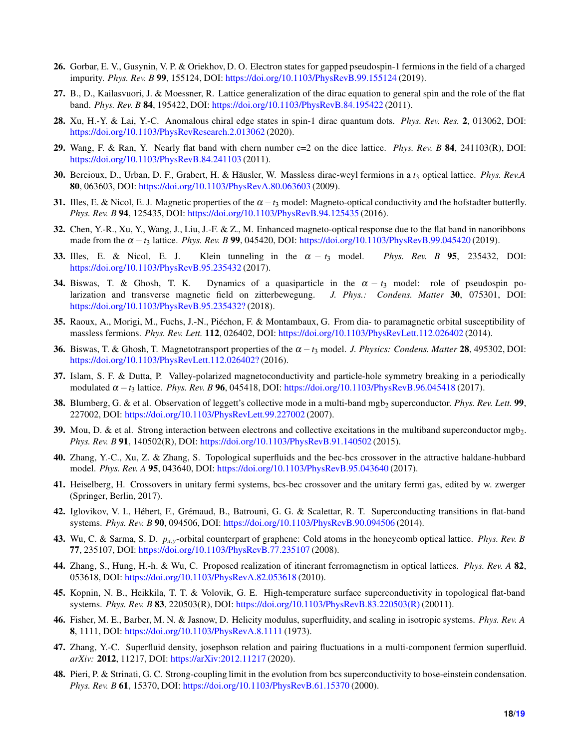**26.** Gorbar, E. V., Gusynin, V. P. & Oriekhov, D. O. Electron states for gapped pseudospin-1 fermions in the field of a charged impurity. *Phys. Rev. B* **99**, 155124, DOI: https://doi.org/10.1103/PhysRevB.99.155124 (2019).

**27.** B., D., Kailasvuori, J. & Moessner, R. Lattice generalization of the dirac equation to general spin and the role of the flat band. *Phys. Rev. B* **84**, 195422, DOI: https://doi.org/10.1103/PhysRevB.84.195422 (2011).

**28.** Xu, H.-Y. & Lai, Y.-C. Anomalous chiral edge states in spin-1 dirac quantum dots. *Phys. Rev. Res.* **2**, 013062, DOI: https://doi.org/10.1103/PhysRevResearch.2.013062 (2020).

**29.** Wang, F. & Ran, Y. Nearly flat band with chern number c=2 on the dice lattice. *Phys. Rev. B* **84**, 241103(R), DOI: https://doi.org/10.1103/PhysRevB.84.241103 (2011).

**30.** Bercioux, D., Urban, D. F., Grabert, H. & Häusler, W. Massless dirac-weyl fermions in a $t_3$ optical lattice. *Phys. Rev.A* **80**, 063603, DOI: https://doi.org/10.1103/PhysRevA.80.063603 (2009).

**31.** Illes, E. & Nicol, E. J. Magnetic properties of the $\alpha - t_3$ model: Magneto-optical conductivity and the hofstadter butterfly. *Phys. Rev. B* **94**, 125435, DOI: https://doi.org/10.1103/PhysRevB.94.125435 (2016).

**32.** Chen, Y.-R., Xu, Y., Wang, J., Liu, J.-F. & Z., M. Enhanced magneto-optical response due to the flat band in nanoribbons made from the $\alpha - t_3$ lattice. *Phys. Rev. B* **99**, 045420, DOI: https://doi.org/10.1103/PhysRevB.99.045420 (2019).

**33.** Illes, E. & Nicol, E. J. Klein tunneling in the $\alpha - t_3$ model. *Phys. Rev. B* **95**, 235432, DOI: https://doi.org/10.1103/PhysRevB.95.235432 (2017).

**34.** Biswas, T. & Ghosh, T. K. Dynamics of a quasiparticle in the $\alpha - t_3$ model: role of pseudospin polarization and transverse magnetic field on zitterbewegung. *J. Phys.: Condens. Matter* **30**, 075301, DOI: https://doi.org/10.1103/PhysRevB.95.235432? (2018).

**35.** Raoux, A., Morigi, M., Fuchs, J.-N., Piéchon, F. & Montambaux, G. From dia- to paramagnetic orbital susceptibility of massless fermions. *Phys. Rev. Lett.* **112**, 026402, DOI: https://doi.org/10.1103/PhysRevLett.112.026402 (2014).

**36.** Biswas, T. & Ghosh, T. Magnetotransport properties of the $\alpha - t_3$ model. *J. Physics: Condens. Matter* **28**, 495302, DOI: https://doi.org/10.1103/PhysRevLett.112.026402? (2016).

**37.** Islam, S. F. & Dutta, P. Valley-polarized magnetoconductivity and particle-hole symmetry breaking in a periodically modulated $\alpha - t_3$ lattice. *Phys. Rev. B* **96**, 045418, DOI: https://doi.org/10.1103/PhysRevB.96.045418 (2017).

**38.** Blumberg, G. & et al. Observation of leggett's collective mode in a multi-band $mgb_2$ superconductor. *Phys. Rev. Lett.* **99**, 227002, DOI: https://doi.org/10.1103/PhysRevLett.99.227002 (2007).

**39.** Mou, D. & et al. Strong interaction between electrons and collective excitations in the multiband superconductor $mgb_2$. *Phys. Rev. B* **91**, 140502(R), DOI: https://doi.org/10.1103/PhysRevB.91.140502 (2015).

**40.** Zhang, Y.-C., Xu, Z. & Zhang, S. Topological superfluids and the bec-bcs crossover in the attractive haldane-hubbard model. *Phys. Rev. A* **95**, 043640, DOI: https://doi.org/10.1103/PhysRevB.95.043640 (2017).

**41.** Heiselberg, H. Crossovers in unitary fermi systems, bcs-bec crossover and the unitary fermi gas, edited by w. zwerger (Springer, Berlin, 2017).

**42.** Iglovikov, V. I., Hébert, F., Grémaud, B., Batrouni, G. G. & Scalettar, R. T. Superconducting transitions in flat-band systems. *Phys. Rev. B* **90**, 094506, DOI: https://doi.org/10.1103/PhysRevB.90.094506 (2014).

**43.** Wu, C. & Sarma, S. D. $p_{x,y}$-orbital counterpart of graphene: Cold atoms in the honeycomb optical lattice. *Phys. Rev. B* **77**, 235107, DOI: https://doi.org/10.1103/PhysRevB.77.235107 (2008).

**44.** Zhang, S., Hung, H.-h. & Wu, C. Proposed realization of itinerant ferromagnetism in optical lattices. *Phys. Rev. A* **82**, 053618, DOI: https://doi.org/10.1103/PhysRevA.82.053618 (2010).

**45.** Kopnin, N. B., Heikkila, T. T. & Volovik, G. E. High-temperature surface superconductivity in topological flat-band systems. *Phys. Rev. B* **83**, 220503(R), DOI: https://doi.org/10.1103/PhysRevB.83.220503(R) (20011).

**46.** Fisher, M. E., Barber, M. N. & Jasnow, D. Helicity modulus, superfluidity, and scaling in isotropic systems. *Phys. Rev. A* **8**, 1111, DOI: https://doi.org/10.1103/PhysRevA.8.1111 (1973).

**47.** Zhang, Y.-C. Superfluid density, josephson relation and pairing fluctuations in a multi-component fermion superfluid. *arXiv:* **2012**, 11217, DOI: https://arXiv:2012.11217 (2020).

**48.** Pieri, P. & Strinati, G. C. Strong-coupling limit in the evolution from bcs superconductivity to bose-einstein condensation. *Phys. Rev. B* **61**, 15370, DOI: https://doi.org/10.1103/PhysRevB.61.15370 (2000).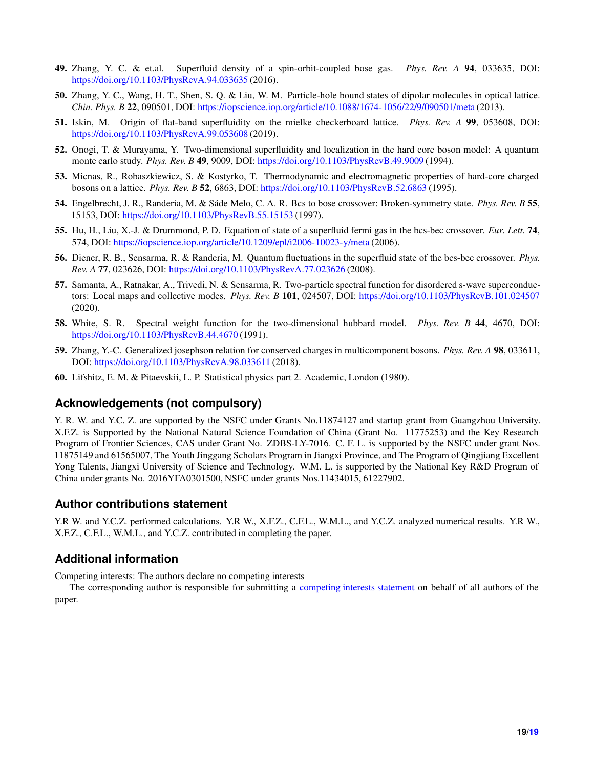49. Zhang, Y. C. & et.al. Superfluid density of a spin-orbit-coupled bose gas. *Phys. Rev. A* **94**, 033635, DOI: https://doi.org/10.1103/PhysRevA.94.033635 (2016).

50. Zhang, Y. C., Wang, H. T., Shen, S. Q. & Liu, W. M. Particle-hole bound states of dipolar molecules in optical lattice. *Chin. Phys. B* **22**, 090501, DOI: https://iopscience.iop.org/article/10.1088/1674-1056/22/9/090501/meta (2013).

51. Iskin, M. Origin of flat-band superfluidity on the mielke checkerboard lattice. *Phys. Rev. A* **99**, 053608, DOI: https://doi.org/10.1103/PhysRevA.99.053608 (2019).

52. Onogi, T. & Murayama, Y. Two-dimensional superfluidity and localization in the hard core boson model: A quantum monte carlo study. *Phys. Rev. B* **49**, 9009, DOI: https://doi.org/10.1103/PhysRevB.49.9009 (1994).

53. Micnas, R., Robaszkiewicz, S. & Kostyrko, T. Thermodynamic and electromagnetic properties of hard-core charged bosons on a lattice. *Phys. Rev. B* **52**, 6863, DOI: https://doi.org/10.1103/PhysRevB.52.6863 (1995).

54. Engelbrecht, J. R., Randeria, M. & Sáde Melo, C. A. R. Bcs to bose crossover: Broken-symmetry state. *Phys. Rev. B* **55**, 15153, DOI: https://doi.org/10.1103/PhysRevB.55.15153 (1997).

55. Hu, H., Liu, X.-J. & Drummond, P. D. Equation of state of a superfluid fermi gas in the bcs-bec crossover. *Eur. Lett.* **74**, 574, DOI: https://iopscience.iop.org/article/10.1209/epl/i2006-10023-y/meta (2006).

56. Diener, R. B., Sensarma, R. & Randeria, M. Quantum fluctuations in the superfluid state of the bcs-bec crossover. *Phys. Rev. A* **77**, 023626, DOI: https://doi.org/10.1103/PhysRevA.77.023626 (2008).

57. Samanta, A., Ratnakar, A., Trivedi, N. & Sensarma, R. Two-particle spectral function for disordered s-wave superconductors: Local maps and collective modes. *Phys. Rev. B* **101**, 024507, DOI: https://doi.org/10.1103/PhysRevB.101.024507 (2020).

58. White, S. R. Spectral weight function for the two-dimensional hubbard model. *Phys. Rev. B* **44**, 4670, DOI: https://doi.org/10.1103/PhysRevB.44.4670 (1991).

59. Zhang, Y.-C. Generalized josephson relation for conserved charges in multicomponent bosons. *Phys. Rev. A* **98**, 033611, DOI: https://doi.org/10.1103/PhysRevA.98.033611 (2018).

60. Lifshitz, E. M. & Pitaevskii, L. P. Statistical physics part 2. Academic, London (1980).

## Acknowledgements (not compulsory)

Y. R. W. and Y.C. Z. are supported by the NSFC under Grants No.11874127 and startup grant from Guangzhou University. X.F.Z. is Supported by the National Natural Science Foundation of China (Grant No. 11775253) and the Key Research Program of Frontier Sciences, CAS under Grant No. ZDBS-LY-7016. C. F. L. is supported by the NSFC under grant Nos. 11875149 and 61565007, The Youth Jinggang Scholars Program in Jiangxi Province, and The Program of Qingjiang Excellent Yong Talents, Jiangxi University of Science and Technology. W.M. L. is supported by the National Key R&D Program of China under grants No. 2016YFA0301500, NSFC under grants Nos.11434015, 61227902.

## Author contributions statement

Y.R W. and Y.C.Z. performed calculations. Y.R W., X.F.Z., C.F.L., W.M.L., and Y.C.Z. analyzed numerical results. Y.R W., X.F.Z., C.F.L., W.M.L., and Y.C.Z. contributed in completing the paper.

## Additional information

Competing interests: The authors declare no competing interests

The corresponding author is responsible for submitting a competing interests statement on behalf of all authors of the paper.